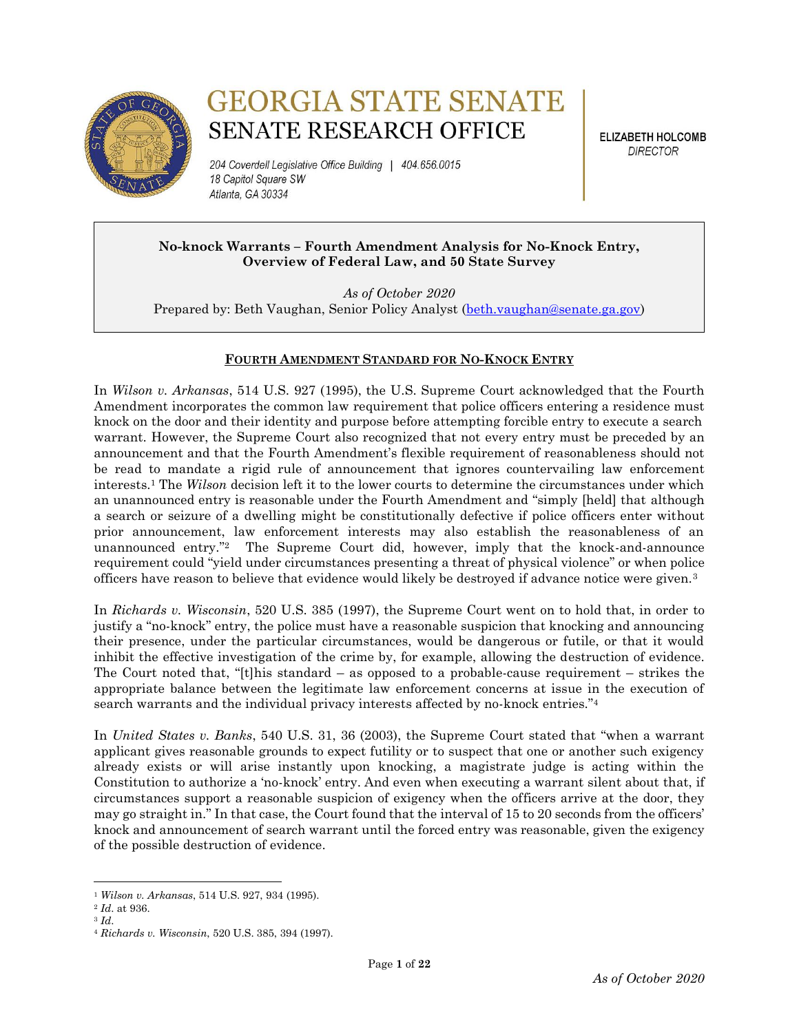# GEORGIA STATE SENATE
## SENATE RESEARCH OFFICE

204 Coverdell Legislative Office Building | 404.656.0015
18 Capitol Square SW
Atlanta, GA 30334

**ELIZABETH HOLCOMB**
*DIRECTOR*

**No-knock Warrants – Fourth Amendment Analysis for No-Knock Entry, Overview of Federal Law, and 50 State Survey**

*As of October 2020*
Prepared by: Beth Vaughan, Senior Policy Analyst (beth.vaughan@senate.ga.gov)

## FOURTH AMENDMENT STANDARD FOR NO-KNOCK ENTRY

In *Wilson v. Arkansas*, 514 U.S. 927 (1995), the U.S. Supreme Court acknowledged that the Fourth Amendment incorporates the common law requirement that police officers entering a residence must knock on the door and their identity and purpose before attempting forcible entry to execute a search warrant. However, the Supreme Court also recognized that not every entry must be preceded by an announcement and that the Fourth Amendment's flexible requirement of reasonableness should not be read to mandate a rigid rule of announcement that ignores countervailing law enforcement interests.[1] The *Wilson* decision left it to the lower courts to determine the circumstances under which an unannounced entry is reasonable under the Fourth Amendment and "simply [held] that although a search or seizure of a dwelling might be constitutionally defective if police officers enter without prior announcement, law enforcement interests may also establish the reasonableness of an unannounced entry."[2] The Supreme Court did, however, imply that the knock-and-announce requirement could "yield under circumstances presenting a threat of physical violence" or when police officers have reason to believe that evidence would likely be destroyed if advance notice were given.[3]

In *Richards v. Wisconsin*, 520 U.S. 385 (1997), the Supreme Court went on to hold that, in order to justify a "no-knock" entry, the police must have a reasonable suspicion that knocking and announcing their presence, under the particular circumstances, would be dangerous or futile, or that it would inhibit the effective investigation of the crime by, for example, allowing the destruction of evidence. The Court noted that, "[t]his standard – as opposed to a probable-cause requirement – strikes the appropriate balance between the legitimate law enforcement concerns at issue in the execution of search warrants and the individual privacy interests affected by no-knock entries."[4]

In *United States v. Banks*, 540 U.S. 31, 36 (2003), the Supreme Court stated that "when a warrant applicant gives reasonable grounds to expect futility or to suspect that one or another such exigency already exists or will arise instantly upon knocking, a magistrate judge is acting within the Constitution to authorize a 'no-knock' entry. And even when executing a warrant silent about that, if circumstances support a reasonable suspicion of exigency when the officers arrive at the door, they may go straight in." In that case, the Court found that the interval of 15 to 20 seconds from the officers' knock and announcement of search warrant until the forced entry was reasonable, given the exigency of the possible destruction of evidence.

---

[1] *Wilson v. Arkansas*, 514 U.S. 927, 934 (1995).
[2] *Id*. at 936.
[3] *Id*.
[4] *Richards v. Wisconsin*, 520 U.S. 385, 394 (1997).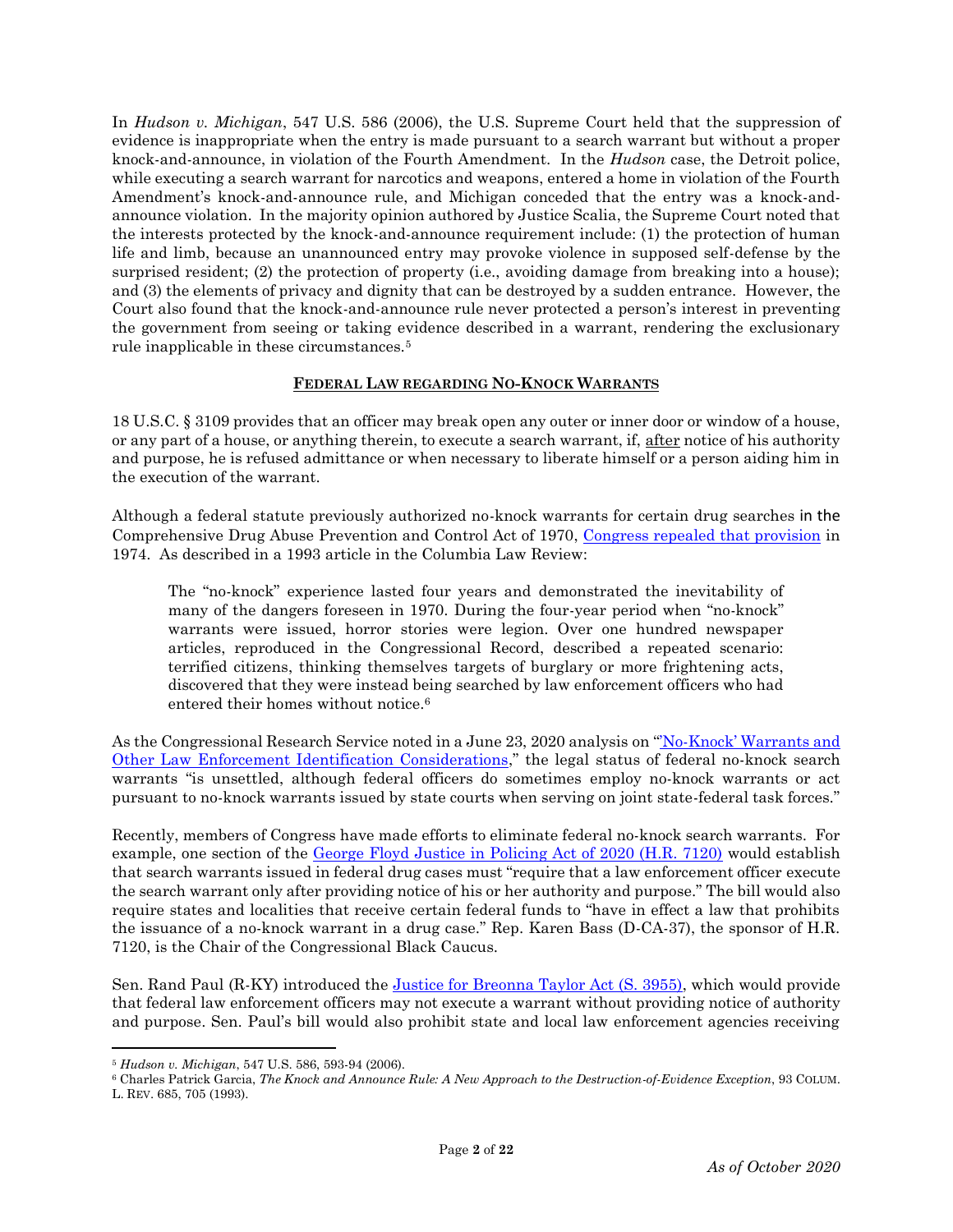In *Hudson v. Michigan*, 547 U.S. 586 (2006), the U.S. Supreme Court held that the suppression of evidence is inappropriate when the entry is made pursuant to a search warrant but without a proper knock-and-announce, in violation of the Fourth Amendment. In the *Hudson* case, the Detroit police, while executing a search warrant for narcotics and weapons, entered a home in violation of the Fourth Amendment's knock-and-announce rule, and Michigan conceded that the entry was a knock-and-announce violation. In the majority opinion authored by Justice Scalia, the Supreme Court noted that the interests protected by the knock-and-announce requirement include: (1) the protection of human life and limb, because an unannounced entry may provoke violence in supposed self-defense by the surprised resident; (2) the protection of property (i.e., avoiding damage from breaking into a house); and (3) the elements of privacy and dignity that can be destroyed by a sudden entrance. However, the Court also found that the knock-and-announce rule never protected a person's interest in preventing the government from seeing or taking evidence described in a warrant, rendering the exclusionary rule inapplicable in these circumstances.[5]

## FEDERAL LAW REGARDING NO-KNOCK WARRANTS

18 U.S.C. § 3109 provides that an officer may break open any outer or inner door or window of a house, or any part of a house, or anything therein, to execute a search warrant, if, after notice of his authority and purpose, he is refused admittance or when necessary to liberate himself or a person aiding him in the execution of the warrant.

Although a federal statute previously authorized no-knock warrants for certain drug searches in the Comprehensive Drug Abuse Prevention and Control Act of 1970, Congress repealed that provision in 1974. As described in a 1993 article in the Columbia Law Review:

> The "no-knock" experience lasted four years and demonstrated the inevitability of many of the dangers foreseen in 1970. During the four-year period when "no-knock" warrants were issued, horror stories were legion. Over one hundred newspaper articles, reproduced in the Congressional Record, described a repeated scenario: terrified citizens, thinking themselves targets of burglary or more frightening acts, discovered that they were instead being searched by law enforcement officers who had entered their homes without notice.[6]

As the Congressional Research Service noted in a June 23, 2020 analysis on "'No-Knock' Warrants and Other Law Enforcement Identification Considerations," the legal status of federal no-knock search warrants "is unsettled, although federal officers do sometimes employ no-knock warrants or act pursuant to no-knock warrants issued by state courts when serving on joint state-federal task forces."

Recently, members of Congress have made efforts to eliminate federal no-knock search warrants. For example, one section of the George Floyd Justice in Policing Act of 2020 (H.R. 7120) would establish that search warrants issued in federal drug cases must "require that a law enforcement officer execute the search warrant only after providing notice of his or her authority and purpose." The bill would also require states and localities that receive certain federal funds to "have in effect a law that prohibits the issuance of a no-knock warrant in a drug case." Rep. Karen Bass (D-CA-37), the sponsor of H.R. 7120, is the Chair of the Congressional Black Caucus.

Sen. Rand Paul (R-KY) introduced the Justice for Breonna Taylor Act (S. 3955), which would provide that federal law enforcement officers may not execute a warrant without providing notice of authority and purpose. Sen. Paul's bill would also prohibit state and local law enforcement agencies receiving

---

[5] *Hudson v. Michigan*, 547 U.S. 586, 593-94 (2006).

[6] Charles Patrick Garcia, *The Knock and Announce Rule: A New Approach to the Destruction-of-Evidence Exception*, 93 COLUM. L. REV. 685, 705 (1993).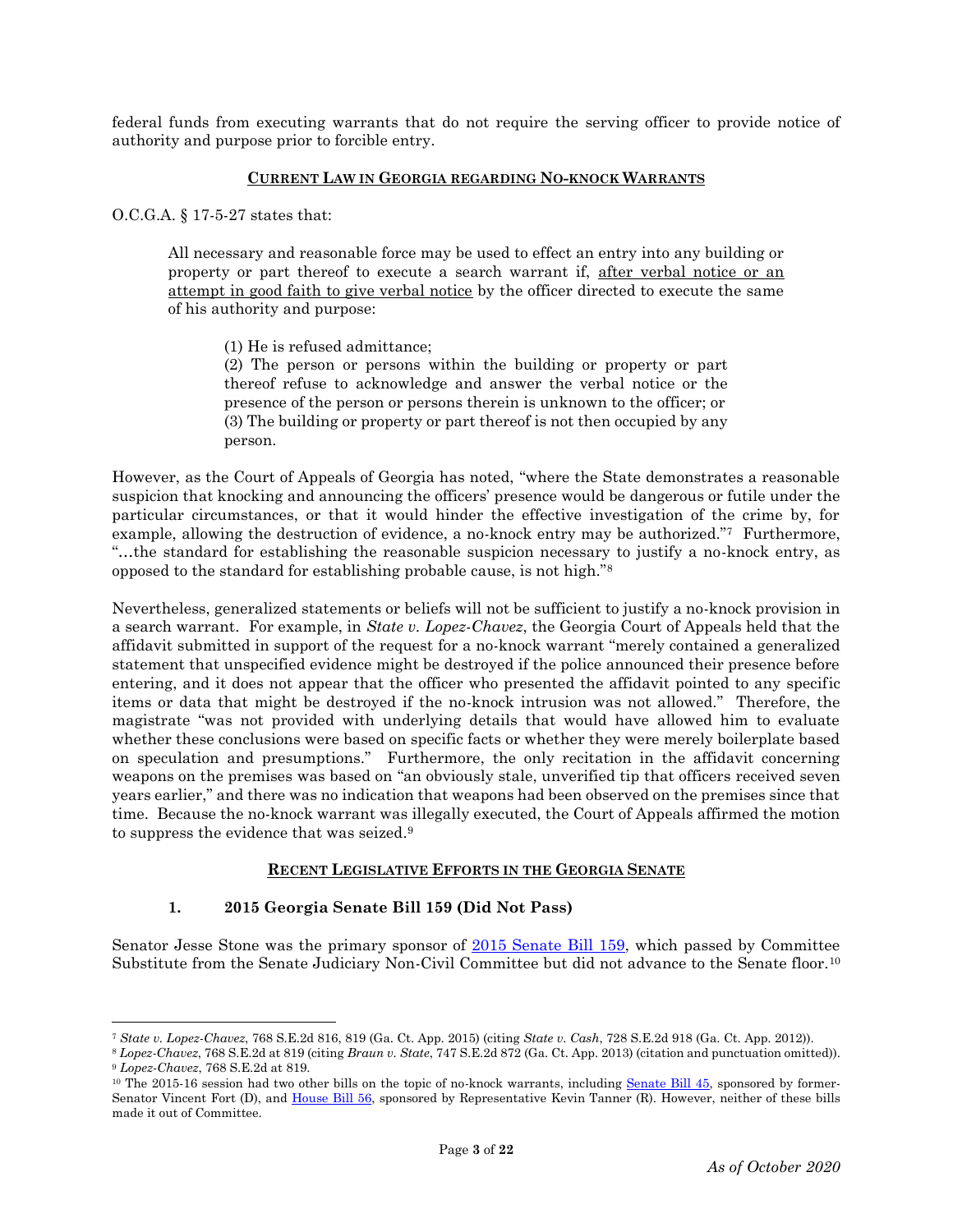federal funds from executing warrants that do not require the serving officer to provide notice of authority and purpose prior to forcible entry.

## CURRENT LAW IN GEORGIA REGARDING NO-KNOCK WARRANTS

O.C.G.A. § 17-5-27 states that:

> All necessary and reasonable force may be used to effect an entry into any building or property or part thereof to execute a search warrant if, after verbal notice or an attempt in good faith to give verbal notice by the officer directed to execute the same of his authority and purpose:
>
> > (1) He is refused admittance;
> > (2) The person or persons within the building or property or part thereof refuse to acknowledge and answer the verbal notice or the presence of the person or persons therein is unknown to the officer; or
> > (3) The building or property or part thereof is not then occupied by any person.

However, as the Court of Appeals of Georgia has noted, "where the State demonstrates a reasonable suspicion that knocking and announcing the officers' presence would be dangerous or futile under the particular circumstances, or that it would hinder the effective investigation of the crime by, for example, allowing the destruction of evidence, a no-knock entry may be authorized."[7] Furthermore, "…the standard for establishing the reasonable suspicion necessary to justify a no-knock entry, as opposed to the standard for establishing probable cause, is not high."[8]

Nevertheless, generalized statements or beliefs will not be sufficient to justify a no-knock provision in a search warrant. For example, in *State v. Lopez-Chavez*, the Georgia Court of Appeals held that the affidavit submitted in support of the request for a no-knock warrant "merely contained a generalized statement that unspecified evidence might be destroyed if the police announced their presence before entering, and it does not appear that the officer who presented the affidavit pointed to any specific items or data that might be destroyed if the no-knock intrusion was not allowed." Therefore, the magistrate "was not provided with underlying details that would have allowed him to evaluate whether these conclusions were based on specific facts or whether they were merely boilerplate based on speculation and presumptions." Furthermore, the only recitation in the affidavit concerning weapons on the premises was based on "an obviously stale, unverified tip that officers received seven years earlier," and there was no indication that weapons had been observed on the premises since that time. Because the no-knock warrant was illegally executed, the Court of Appeals affirmed the motion to suppress the evidence that was seized.[9]

## RECENT LEGISLATIVE EFFORTS IN THE GEORGIA SENATE

### 1. 2015 Georgia Senate Bill 159 (Did Not Pass)

Senator Jesse Stone was the primary sponsor of 2015 Senate Bill 159, which passed by Committee Substitute from the Senate Judiciary Non-Civil Committee but did not advance to the Senate floor.[10]

---

[7] *State v. Lopez-Chavez*, 768 S.E.2d 816, 819 (Ga. Ct. App. 2015) (citing *State v. Cash*, 728 S.E.2d 918 (Ga. Ct. App. 2012)).

[8] *Lopez-Chavez*, 768 S.E.2d at 819 (citing *Braun v. State*, 747 S.E.2d 872 (Ga. Ct. App. 2013) (citation and punctuation omitted)).

[9] *Lopez-Chavez*, 768 S.E.2d at 819.

[10] The 2015-16 session had two other bills on the topic of no-knock warrants, including Senate Bill 45, sponsored by former-Senator Vincent Fort (D), and House Bill 56, sponsored by Representative Kevin Tanner (R). However, neither of these bills made it out of Committee.

*As of October 2020*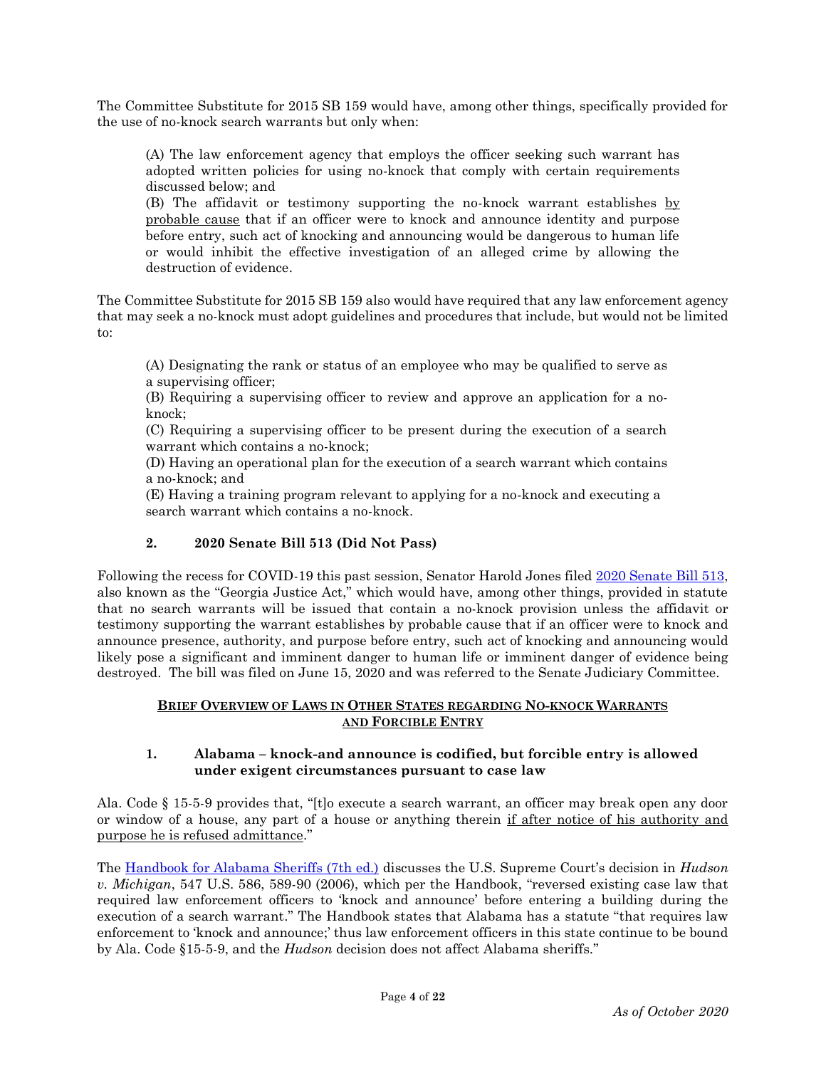The Committee Substitute for 2015 SB 159 would have, among other things, specifically provided for the use of no-knock search warrants but only when:

> (A) The law enforcement agency that employs the officer seeking such warrant has adopted written policies for using no-knock that comply with certain requirements discussed below; and
> (B) The affidavit or testimony supporting the no-knock warrant establishes by probable cause that if an officer were to knock and announce identity and purpose before entry, such act of knocking and announcing would be dangerous to human life or would inhibit the effective investigation of an alleged crime by allowing the destruction of evidence.

The Committee Substitute for 2015 SB 159 also would have required that any law enforcement agency that may seek a no-knock must adopt guidelines and procedures that include, but would not be limited to:

> (A) Designating the rank or status of an employee who may be qualified to serve as a supervising officer;
> (B) Requiring a supervising officer to review and approve an application for a no-knock;
> (C) Requiring a supervising officer to be present during the execution of a search warrant which contains a no-knock;
> (D) Having an operational plan for the execution of a search warrant which contains a no-knock; and
> (E) Having a training program relevant to applying for a no-knock and executing a search warrant which contains a no-knock.

### 2. 2020 Senate Bill 513 (Did Not Pass)

Following the recess for COVID-19 this past session, Senator Harold Jones filed 2020 Senate Bill 513, also known as the "Georgia Justice Act," which would have, among other things, provided in statute that no search warrants will be issued that contain a no-knock provision unless the affidavit or testimony supporting the warrant establishes by probable cause that if an officer were to knock and announce presence, authority, and purpose before entry, such act of knocking and announcing would likely pose a significant and imminent danger to human life or imminent danger of evidence being destroyed. The bill was filed on June 15, 2020 and was referred to the Senate Judiciary Committee.

## BRIEF OVERVIEW OF LAWS IN OTHER STATES REGARDING NO-KNOCK WARRANTS AND FORCIBLE ENTRY

### 1. Alabama – knock-and announce is codified, but forcible entry is allowed under exigent circumstances pursuant to case law

Ala. Code § 15-5-9 provides that, "[t]o execute a search warrant, an officer may break open any door or window of a house, any part of a house or anything therein if after notice of his authority and purpose he is refused admittance."

The Handbook for Alabama Sheriffs (7th ed.) discusses the U.S. Supreme Court's decision in *Hudson v. Michigan*, 547 U.S. 586, 589-90 (2006), which per the Handbook, "reversed existing case law that required law enforcement officers to 'knock and announce' before entering a building during the execution of a search warrant." The Handbook states that Alabama has a statute "that requires law enforcement to 'knock and announce;' thus law enforcement officers in this state continue to be bound by Ala. Code §15-5-9, and the *Hudson* decision does not affect Alabama sheriffs."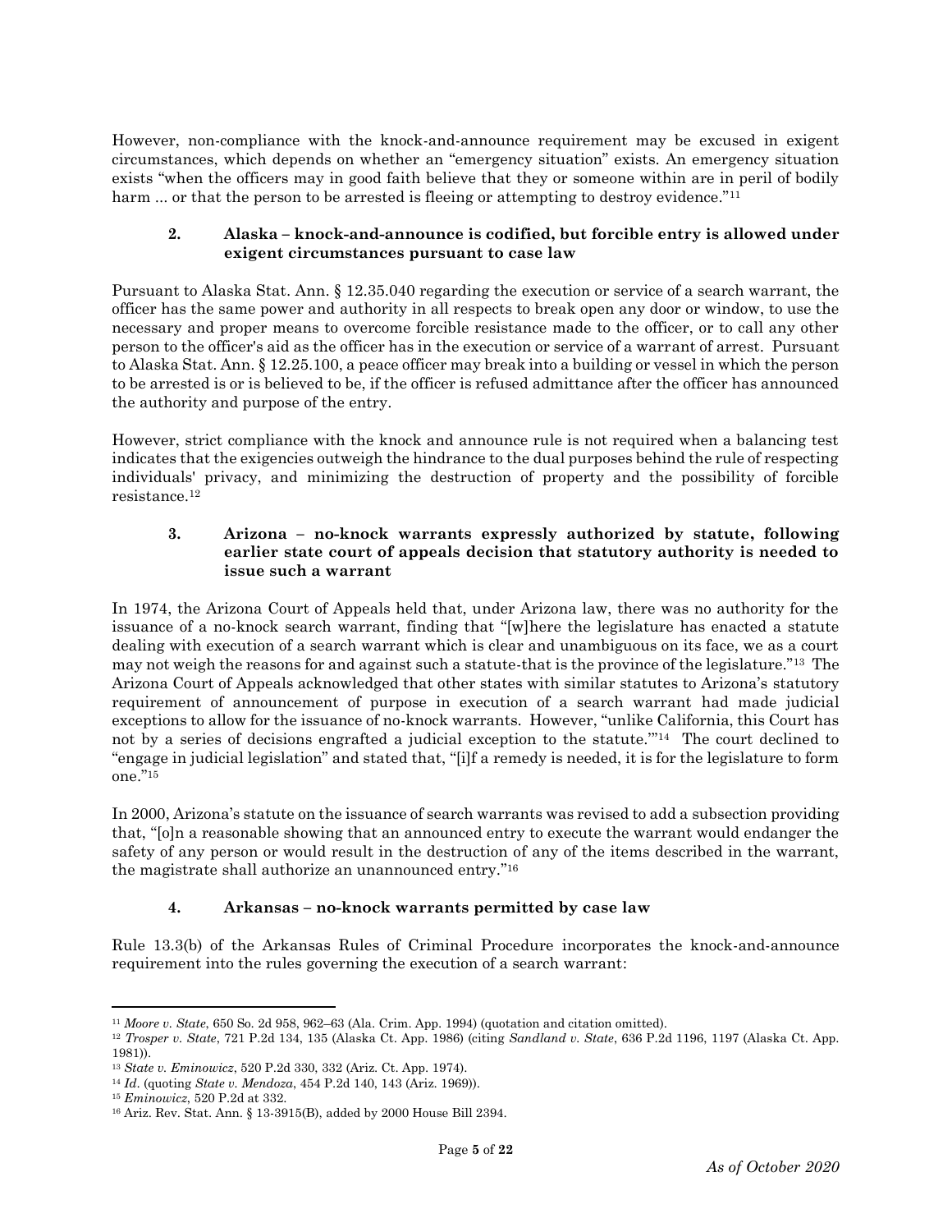However, non-compliance with the knock-and-announce requirement may be excused in exigent circumstances, which depends on whether an "emergency situation" exists. An emergency situation exists "when the officers may in good faith believe that they or someone within are in peril of bodily harm ... or that the person to be arrested is fleeing or attempting to destroy evidence."[11]

### 2. Alaska – knock-and-announce is codified, but forcible entry is allowed under exigent circumstances pursuant to case law

Pursuant to Alaska Stat. Ann. § 12.35.040 regarding the execution or service of a search warrant, the officer has the same power and authority in all respects to break open any door or window, to use the necessary and proper means to overcome forcible resistance made to the officer, or to call any other person to the officer's aid as the officer has in the execution or service of a warrant of arrest. Pursuant to Alaska Stat. Ann. § 12.25.100, a peace officer may break into a building or vessel in which the person to be arrested is or is believed to be, if the officer is refused admittance after the officer has announced the authority and purpose of the entry.

However, strict compliance with the knock and announce rule is not required when a balancing test indicates that the exigencies outweigh the hindrance to the dual purposes behind the rule of respecting individuals' privacy, and minimizing the destruction of property and the possibility of forcible resistance.[12]

### 3. Arizona – no-knock warrants expressly authorized by statute, following earlier state court of appeals decision that statutory authority is needed to issue such a warrant

In 1974, the Arizona Court of Appeals held that, under Arizona law, there was no authority for the issuance of a no-knock search warrant, finding that "[w]here the legislature has enacted a statute dealing with execution of a search warrant which is clear and unambiguous on its face, we as a court may not weigh the reasons for and against such a statute-that is the province of the legislature."[13] The Arizona Court of Appeals acknowledged that other states with similar statutes to Arizona's statutory requirement of announcement of purpose in execution of a search warrant had made judicial exceptions to allow for the issuance of no-knock warrants. However, "unlike California, this Court has not by a series of decisions engrafted a judicial exception to the statute.'"[14] The court declined to "engage in judicial legislation" and stated that, "[i]f a remedy is needed, it is for the legislature to form one."[15]

In 2000, Arizona's statute on the issuance of search warrants was revised to add a subsection providing that, "[o]n a reasonable showing that an announced entry to execute the warrant would endanger the safety of any person or would result in the destruction of any of the items described in the warrant, the magistrate shall authorize an unannounced entry."[16]

### 4. Arkansas – no-knock warrants permitted by case law

Rule 13.3(b) of the Arkansas Rules of Criminal Procedure incorporates the knock-and-announce requirement into the rules governing the execution of a search warrant:

---

[11] *Moore v. State*, 650 So. 2d 958, 962–63 (Ala. Crim. App. 1994) (quotation and citation omitted).

[12] *Trosper v. State*, 721 P.2d 134, 135 (Alaska Ct. App. 1986) (citing *Sandland v. State*, 636 P.2d 1196, 1197 (Alaska Ct. App. 1981)).

[13] *State v. Eminowicz*, 520 P.2d 330, 332 (Ariz. Ct. App. 1974).

[14] *Id.* (quoting *State v. Mendoza*, 454 P.2d 140, 143 (Ariz. 1969)).

[15] *Eminowicz*, 520 P.2d at 332.

[16] Ariz. Rev. Stat. Ann. § 13-3915(B), added by 2000 House Bill 2394.

*As of October 2020*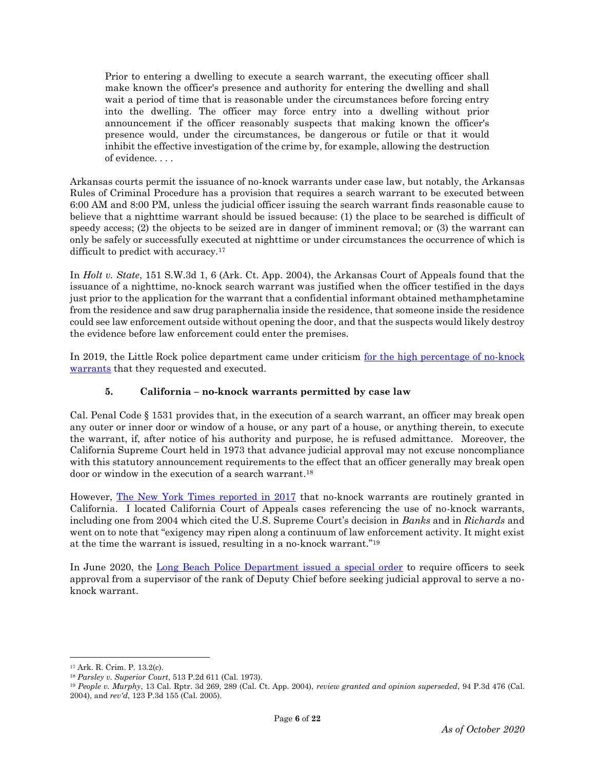> Prior to entering a dwelling to execute a search warrant, the executing officer shall make known the officer's presence and authority for entering the dwelling and shall wait a period of time that is reasonable under the circumstances before forcing entry into the dwelling. The officer may force entry into a dwelling without prior announcement if the officer reasonably suspects that making known the officer's presence would, under the circumstances, be dangerous or futile or that it would inhibit the effective investigation of the crime by, for example, allowing the destruction of evidence. . . .

Arkansas courts permit the issuance of no-knock warrants under case law, but notably, the Arkansas Rules of Criminal Procedure has a provision that requires a search warrant to be executed between 6:00 AM and 8:00 PM, unless the judicial officer issuing the search warrant finds reasonable cause to believe that a nighttime warrant should be issued because: (1) the place to be searched is difficult of speedy access; (2) the objects to be seized are in danger of imminent removal; or (3) the warrant can only be safely or successfully executed at nighttime or under circumstances the occurrence of which is difficult to predict with accuracy.[17]

In *Holt v. State*, 151 S.W.3d 1, 6 (Ark. Ct. App. 2004), the Arkansas Court of Appeals found that the issuance of a nighttime, no-knock search warrant was justified when the officer testified in the days just prior to the application for the warrant that a confidential informant obtained methamphetamine from the residence and saw drug paraphernalia inside the residence, that someone inside the residence could see law enforcement outside without opening the door, and that the suspects would likely destroy the evidence before law enforcement could enter the premises.

In 2019, the Little Rock police department came under criticism [for the high percentage of no-knock warrants] that they requested and executed.

### 5. California – no-knock warrants permitted by case law

Cal. Penal Code § 1531 provides that, in the execution of a search warrant, an officer may break open any outer or inner door or window of a house, or any part of a house, or anything therein, to execute the warrant, if, after notice of his authority and purpose, he is refused admittance. Moreover, the California Supreme Court held in 1973 that advance judicial approval may not excuse noncompliance with this statutory announcement requirements to the effect that an officer generally may break open door or window in the execution of a search warrant.[18]

However, [The New York Times reported in 2017] that no-knock warrants are routinely granted in California. I located California Court of Appeals cases referencing the use of no-knock warrants, including one from 2004 which cited the U.S. Supreme Court's decision in *Banks* and in *Richards* and went on to note that "exigency may ripen along a continuum of law enforcement activity. It might exist at the time the warrant is issued, resulting in a no-knock warrant."[19]

In June 2020, the [Long Beach Police Department issued a special order] to require officers to seek approval from a supervisor of the rank of Deputy Chief before seeking judicial approval to serve a no-knock warrant.

---

[17] Ark. R. Crim. P. 13.2(c).

[18] *Parsley v. Superior Court*, 513 P.2d 611 (Cal. 1973).

[19] *People v. Murphy*, 13 Cal. Rptr. 3d 269, 289 (Cal. Ct. App. 2004), *review granted and opinion superseded*, 94 P.3d 476 (Cal. 2004), and *rev'd*, 123 P.3d 155 (Cal. 2005).

*As of October 2020*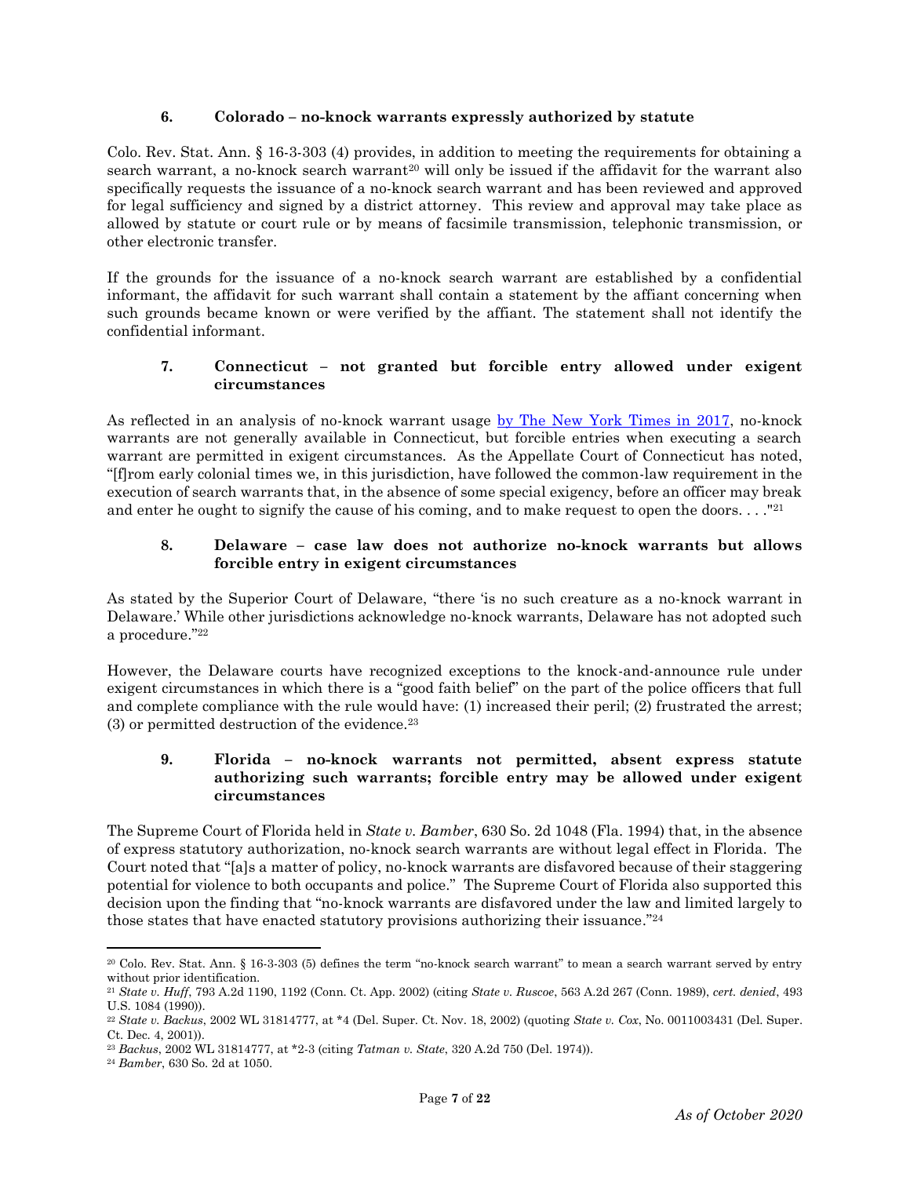### 6. Colorado – no-knock warrants expressly authorized by statute

Colo. Rev. Stat. Ann. § 16-3-303 (4) provides, in addition to meeting the requirements for obtaining a search warrant, a no-knock search warrant[20] will only be issued if the affidavit for the warrant also specifically requests the issuance of a no-knock search warrant and has been reviewed and approved for legal sufficiency and signed by a district attorney. This review and approval may take place as allowed by statute or court rule or by means of facsimile transmission, telephonic transmission, or other electronic transfer.

If the grounds for the issuance of a no-knock search warrant are established by a confidential informant, the affidavit for such warrant shall contain a statement by the affiant concerning when such grounds became known or were verified by the affiant. The statement shall not identify the confidential informant.

### 7. Connecticut – not granted but forcible entry allowed under exigent circumstances

As reflected in an analysis of no-knock warrant usage [by The New York Times in 2017](), no-knock warrants are not generally available in Connecticut, but forcible entries when executing a search warrant are permitted in exigent circumstances. As the Appellate Court of Connecticut has noted, "[f]rom early colonial times we, in this jurisdiction, have followed the common-law requirement in the execution of search warrants that, in the absence of some special exigency, before an officer may break and enter he ought to signify the cause of his coming, and to make request to open the doors. . . ."[21]

### 8. Delaware – case law does not authorize no-knock warrants but allows forcible entry in exigent circumstances

As stated by the Superior Court of Delaware, "there 'is no such creature as a no-knock warrant in Delaware.' While other jurisdictions acknowledge no-knock warrants, Delaware has not adopted such a procedure."[22]

However, the Delaware courts have recognized exceptions to the knock-and-announce rule under exigent circumstances in which there is a "good faith belief" on the part of the police officers that full and complete compliance with the rule would have: (1) increased their peril; (2) frustrated the arrest; (3) or permitted destruction of the evidence.[23]

### 9. Florida – no-knock warrants not permitted, absent express statute authorizing such warrants; forcible entry may be allowed under exigent circumstances

The Supreme Court of Florida held in *State v. Bamber*, 630 So. 2d 1048 (Fla. 1994) that, in the absence of express statutory authorization, no-knock search warrants are without legal effect in Florida. The Court noted that "[a]s a matter of policy, no-knock warrants are disfavored because of their staggering potential for violence to both occupants and police." The Supreme Court of Florida also supported this decision upon the finding that "no-knock warrants are disfavored under the law and limited largely to those states that have enacted statutory provisions authorizing their issuance."[24]

---

[20] Colo. Rev. Stat. Ann. § 16-3-303 (5) defines the term "no-knock search warrant" to mean a search warrant served by entry without prior identification.

[21] *State v. Huff*, 793 A.2d 1190, 1192 (Conn. Ct. App. 2002) (citing *State v. Ruscoe*, 563 A.2d 267 (Conn. 1989), *cert. denied*, 493 U.S. 1084 (1990)).

[22] *State v. Backus*, 2002 WL 31814777, at *4 (Del. Super. Ct. Nov. 18, 2002) (quoting *State v. Cox*, No. 0011003431 (Del. Super. Ct. Dec. 4, 2001)).

[23] *Backus*, 2002 WL 31814777, at *2-3 (citing *Tatman v. State*, 320 A.2d 750 (Del. 1974)).

[24] *Bamber*, 630 So. 2d at 1050.

*As of October 2020*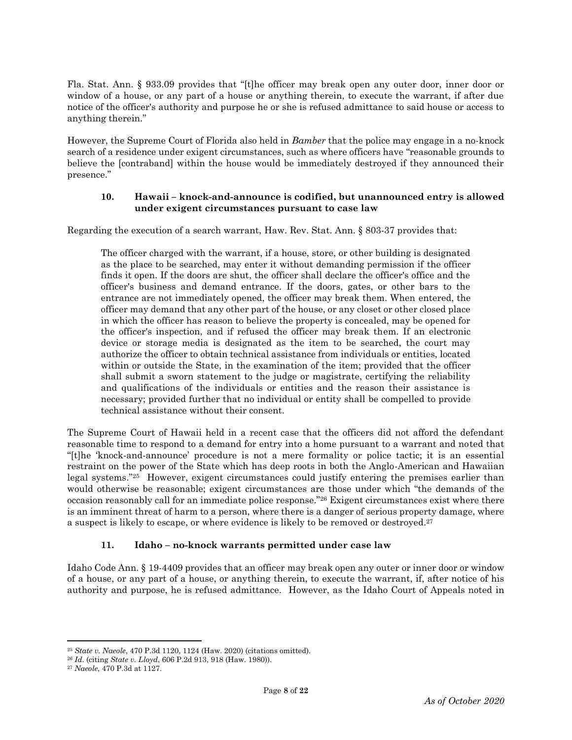Fla. Stat. Ann. § 933.09 provides that "[t]he officer may break open any outer door, inner door or window of a house, or any part of a house or anything therein, to execute the warrant, if after due notice of the officer's authority and purpose he or she is refused admittance to said house or access to anything therein."

However, the Supreme Court of Florida also held in *Bamber* that the police may engage in a no-knock search of a residence under exigent circumstances, such as where officers have "reasonable grounds to believe the [contraband] within the house would be immediately destroyed if they announced their presence."

### 10. Hawaii – knock-and-announce is codified, but unannounced entry is allowed under exigent circumstances pursuant to case law

Regarding the execution of a search warrant, Haw. Rev. Stat. Ann. § 803-37 provides that:

> The officer charged with the warrant, if a house, store, or other building is designated as the place to be searched, may enter it without demanding permission if the officer finds it open. If the doors are shut, the officer shall declare the officer's office and the officer's business and demand entrance. If the doors, gates, or other bars to the entrance are not immediately opened, the officer may break them. When entered, the officer may demand that any other part of the house, or any closet or other closed place in which the officer has reason to believe the property is concealed, may be opened for the officer's inspection, and if refused the officer may break them. If an electronic device or storage media is designated as the item to be searched, the court may authorize the officer to obtain technical assistance from individuals or entities, located within or outside the State, in the examination of the item; provided that the officer shall submit a sworn statement to the judge or magistrate, certifying the reliability and qualifications of the individuals or entities and the reason their assistance is necessary; provided further that no individual or entity shall be compelled to provide technical assistance without their consent.

The Supreme Court of Hawaii held in a recent case that the officers did not afford the defendant reasonable time to respond to a demand for entry into a home pursuant to a warrant and noted that "[t]he 'knock-and-announce' procedure is not a mere formality or police tactic; it is an essential restraint on the power of the State which has deep roots in both the Anglo-American and Hawaiian legal systems."[25] However, exigent circumstances could justify entering the premises earlier than would otherwise be reasonable; exigent circumstances are those under which "the demands of the occasion reasonably call for an immediate police response."[26] Exigent circumstances exist where there is an imminent threat of harm to a person, where there is a danger of serious property damage, where a suspect is likely to escape, or where evidence is likely to be removed or destroyed.[27]

### 11. Idaho – no-knock warrants permitted under case law

Idaho Code Ann. § 19-4409 provides that an officer may break open any outer or inner door or window of a house, or any part of a house, or anything therein, to execute the warrant, if, after notice of his authority and purpose, he is refused admittance. However, as the Idaho Court of Appeals noted in

---

[25] *State v. Naeole*, 470 P.3d 1120, 1124 (Haw. 2020) (citations omitted).

[26] *Id.* (citing *State v. Lloyd*, 606 P.2d 913, 918 (Haw. 1980)).

[27] *Naeole*, 470 P.3d at 1127.

*As of October 2020*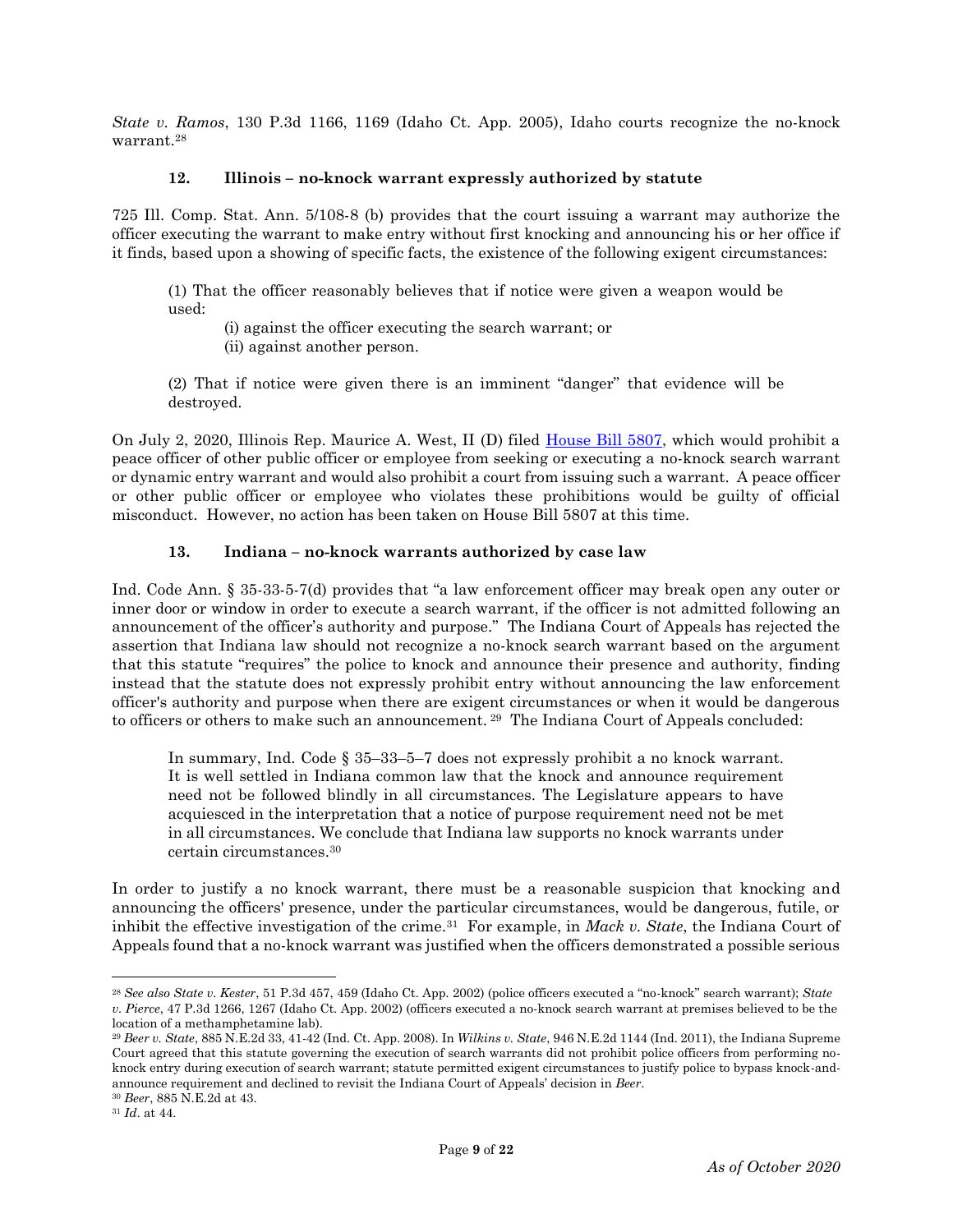*State v. Ramos*, 130 P.3d 1166, 1169 (Idaho Ct. App. 2005), Idaho courts recognize the no-knock warrant.[28]

### 12. Illinois – no-knock warrant expressly authorized by statute

725 Ill. Comp. Stat. Ann. 5/108-8 (b) provides that the court issuing a warrant may authorize the officer executing the warrant to make entry without first knocking and announcing his or her office if it finds, based upon a showing of specific facts, the existence of the following exigent circumstances:

> (1) That the officer reasonably believes that if notice were given a weapon would be used:
>
> (i) against the officer executing the search warrant; or
> (ii) against another person.
>
> (2) That if notice were given there is an imminent "danger" that evidence will be destroyed.

On July 2, 2020, Illinois Rep. Maurice A. West, II (D) filed House Bill 5807, which would prohibit a peace officer of other public officer or employee from seeking or executing a no-knock search warrant or dynamic entry warrant and would also prohibit a court from issuing such a warrant. A peace officer or other public officer or employee who violates these prohibitions would be guilty of official misconduct. However, no action has been taken on House Bill 5807 at this time.

### 13. Indiana – no-knock warrants authorized by case law

Ind. Code Ann. § 35-33-5-7(d) provides that "a law enforcement officer may break open any outer or inner door or window in order to execute a search warrant, if the officer is not admitted following an announcement of the officer's authority and purpose." The Indiana Court of Appeals has rejected the assertion that Indiana law should not recognize a no-knock search warrant based on the argument that this statute "requires" the police to knock and announce their presence and authority, finding instead that the statute does not expressly prohibit entry without announcing the law enforcement officer's authority and purpose when there are exigent circumstances or when it would be dangerous to officers or others to make such an announcement.[29] The Indiana Court of Appeals concluded:

> In summary, Ind. Code § 35–33–5–7 does not expressly prohibit a no knock warrant. It is well settled in Indiana common law that the knock and announce requirement need not be followed blindly in all circumstances. The Legislature appears to have acquiesced in the interpretation that a notice of purpose requirement need not be met in all circumstances. We conclude that Indiana law supports no knock warrants under certain circumstances.[30]

In order to justify a no knock warrant, there must be a reasonable suspicion that knocking and announcing the officers' presence, under the particular circumstances, would be dangerous, futile, or inhibit the effective investigation of the crime.[31] For example, in *Mack v. State*, the Indiana Court of Appeals found that a no-knock warrant was justified when the officers demonstrated a possible serious

---

[28] *See also State v. Kester*, 51 P.3d 457, 459 (Idaho Ct. App. 2002) (police officers executed a "no-knock" search warrant); *State v. Pierce*, 47 P.3d 1266, 1267 (Idaho Ct. App. 2002) (officers executed a no-knock search warrant at premises believed to be the location of a methamphetamine lab).

[29] *Beer v. State*, 885 N.E.2d 33, 41-42 (Ind. Ct. App. 2008). In *Wilkins v. State*, 946 N.E.2d 1144 (Ind. 2011), the Indiana Supreme Court agreed that this statute governing the execution of search warrants did not prohibit police officers from performing no-knock entry during execution of search warrant; statute permitted exigent circumstances to justify police to bypass knock-and-announce requirement and declined to revisit the Indiana Court of Appeals' decision in *Beer*.

[30] *Beer*, 885 N.E.2d at 43.

[31] *Id*. at 44.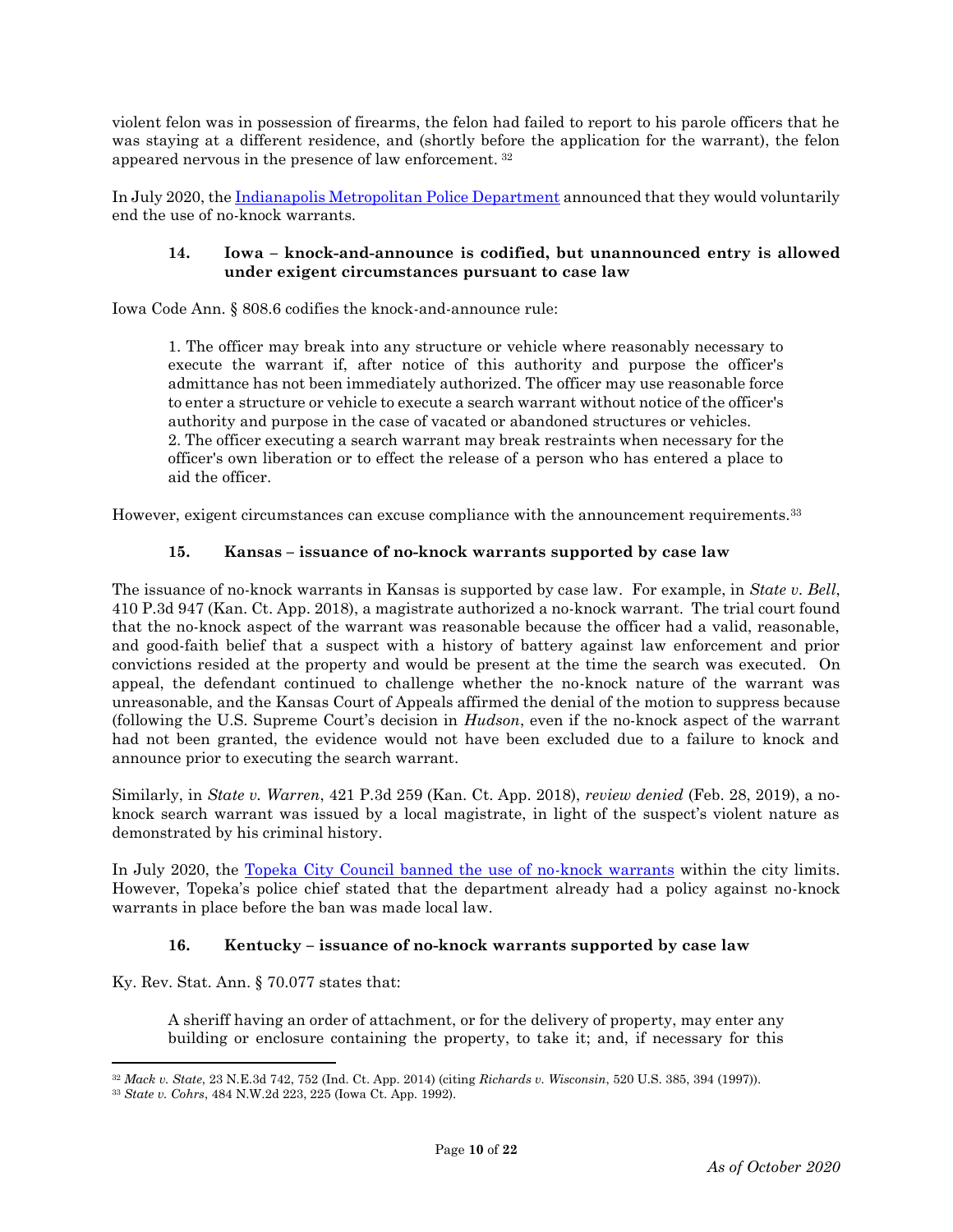violent felon was in possession of firearms, the felon had failed to report to his parole officers that he was staying at a different residence, and (shortly before the application for the warrant), the felon appeared nervous in the presence of law enforcement. [32]

In July 2020, the [Indianapolis Metropolitan Police Department]() announced that they would voluntarily end the use of no-knock warrants.

### 14. Iowa – knock-and-announce is codified, but unannounced entry is allowed under exigent circumstances pursuant to case law

Iowa Code Ann. § 808.6 codifies the knock-and-announce rule:

> 1. The officer may break into any structure or vehicle where reasonably necessary to execute the warrant if, after notice of this authority and purpose the officer's admittance has not been immediately authorized. The officer may use reasonable force to enter a structure or vehicle to execute a search warrant without notice of the officer's authority and purpose in the case of vacated or abandoned structures or vehicles.
> 2. The officer executing a search warrant may break restraints when necessary for the officer's own liberation or to effect the release of a person who has entered a place to aid the officer.

However, exigent circumstances can excuse compliance with the announcement requirements.[33]

### 15. Kansas – issuance of no-knock warrants supported by case law

The issuance of no-knock warrants in Kansas is supported by case law. For example, in *State v. Bell*, 410 P.3d 947 (Kan. Ct. App. 2018), a magistrate authorized a no-knock warrant. The trial court found that the no-knock aspect of the warrant was reasonable because the officer had a valid, reasonable, and good-faith belief that a suspect with a history of battery against law enforcement and prior convictions resided at the property and would be present at the time the search was executed. On appeal, the defendant continued to challenge whether the no-knock nature of the warrant was unreasonable, and the Kansas Court of Appeals affirmed the denial of the motion to suppress because (following the U.S. Supreme Court's decision in *Hudson*, even if the no-knock aspect of the warrant had not been granted, the evidence would not have been excluded due to a failure to knock and announce prior to executing the search warrant.

Similarly, in *State v. Warren*, 421 P.3d 259 (Kan. Ct. App. 2018), *review denied* (Feb. 28, 2019), a no-knock search warrant was issued by a local magistrate, in light of the suspect's violent nature as demonstrated by his criminal history.

In July 2020, the [Topeka City Council banned the use of no-knock warrants]() within the city limits. However, Topeka's police chief stated that the department already had a policy against no-knock warrants in place before the ban was made local law.

### 16. Kentucky – issuance of no-knock warrants supported by case law

Ky. Rev. Stat. Ann. § 70.077 states that:

> A sheriff having an order of attachment, or for the delivery of property, may enter any building or enclosure containing the property, to take it; and, if necessary for this

---

[32] *Mack v. State*, 23 N.E.3d 742, 752 (Ind. Ct. App. 2014) (citing *Richards v. Wisconsin*, 520 U.S. 385, 394 (1997)).

[33] *State v. Cohrs*, 484 N.W.2d 223, 225 (Iowa Ct. App. 1992).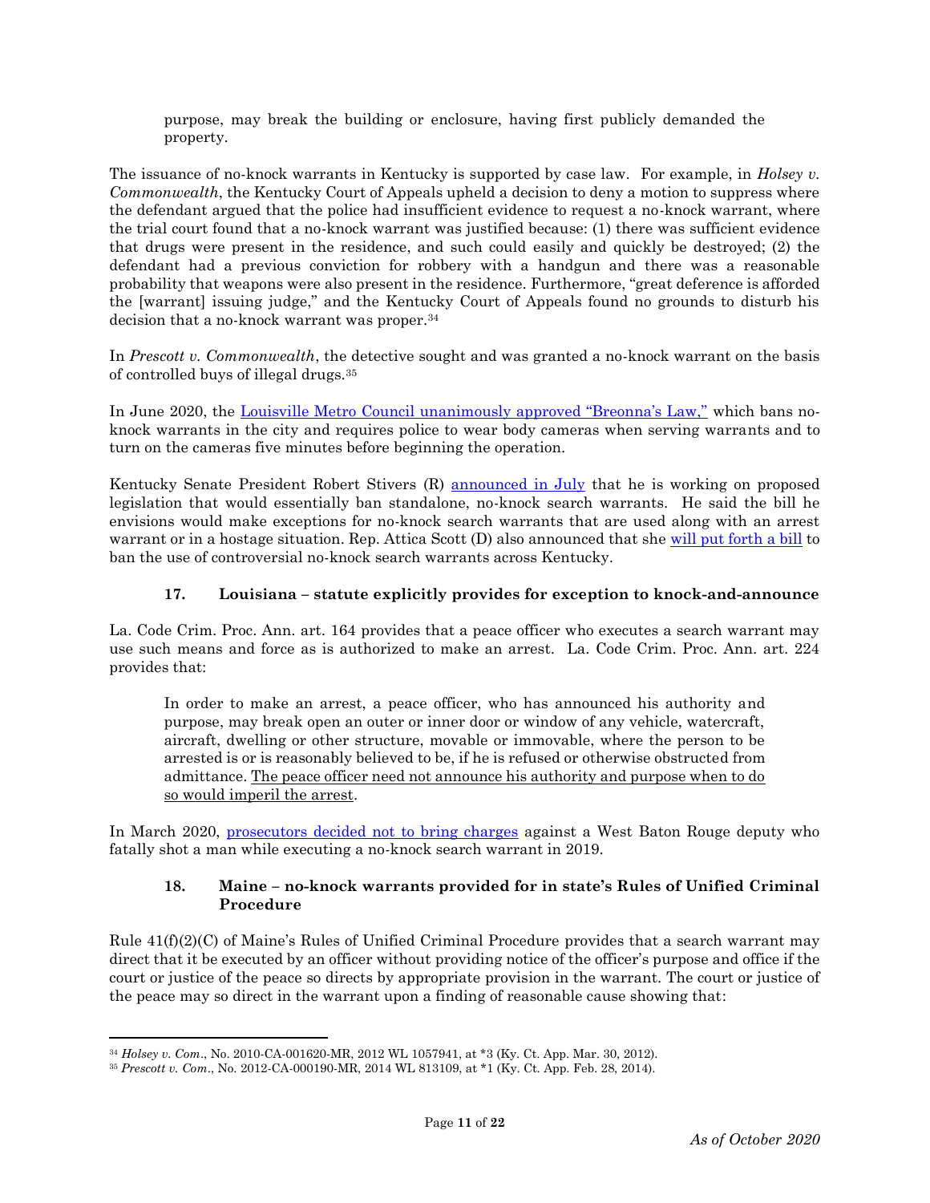> purpose, may break the building or enclosure, having first publicly demanded the property.

The issuance of no-knock warrants in Kentucky is supported by case law. For example, in *Holsey v. Commonwealth*, the Kentucky Court of Appeals upheld a decision to deny a motion to suppress where the defendant argued that the police had insufficient evidence to request a no-knock warrant, where the trial court found that a no-knock warrant was justified because: (1) there was sufficient evidence that drugs were present in the residence, and such could easily and quickly be destroyed; (2) the defendant had a previous conviction for robbery with a handgun and there was a reasonable probability that weapons were also present in the residence. Furthermore, "great deference is afforded the [warrant] issuing judge," and the Kentucky Court of Appeals found no grounds to disturb his decision that a no-knock warrant was proper.[34]

In *Prescott v. Commonwealth*, the detective sought and was granted a no-knock warrant on the basis of controlled buys of illegal drugs.[35]

In June 2020, the Louisville Metro Council unanimously approved "Breonna's Law," which bans no-knock warrants in the city and requires police to wear body cameras when serving warrants and to turn on the cameras five minutes before beginning the operation.

Kentucky Senate President Robert Stivers (R) announced in July that he is working on proposed legislation that would essentially ban standalone, no-knock search warrants. He said the bill he envisions would make exceptions for no-knock search warrants that are used along with an arrest warrant or in a hostage situation. Rep. Attica Scott (D) also announced that she will put forth a bill to ban the use of controversial no-knock search warrants across Kentucky.

### 17. Louisiana – statute explicitly provides for exception to knock-and-announce

La. Code Crim. Proc. Ann. art. 164 provides that a peace officer who executes a search warrant may use such means and force as is authorized to make an arrest. La. Code Crim. Proc. Ann. art. 224 provides that:

> In order to make an arrest, a peace officer, who has announced his authority and purpose, may break open an outer or inner door or window of any vehicle, watercraft, aircraft, dwelling or other structure, movable or immovable, where the person to be arrested is or is reasonably believed to be, if he is refused or otherwise obstructed from admittance. <u>The peace officer need not announce his authority and purpose when to do so would imperil the arrest</u>.

In March 2020, prosecutors decided not to bring charges against a West Baton Rouge deputy who fatally shot a man while executing a no-knock search warrant in 2019.

### 18. Maine – no-knock warrants provided for in state's Rules of Unified Criminal Procedure

Rule 41(f)(2)(C) of Maine's Rules of Unified Criminal Procedure provides that a search warrant may direct that it be executed by an officer without providing notice of the officer's purpose and office if the court or justice of the peace so directs by appropriate provision in the warrant. The court or justice of the peace may so direct in the warrant upon a finding of reasonable cause showing that:

---

[34] *Holsey v. Com*., No. 2010-CA-001620-MR, 2012 WL 1057941, at *3 (Ky. Ct. App. Mar. 30, 2012).

[35] *Prescott v. Com*., No. 2012-CA-000190-MR, 2014 WL 813109, at *1 (Ky. Ct. App. Feb. 28, 2014).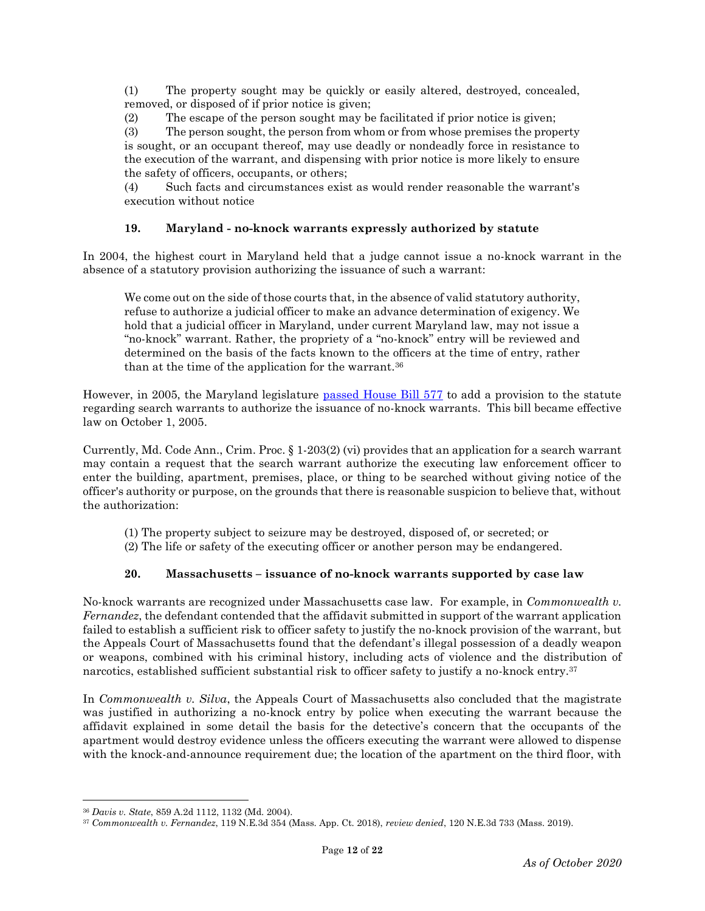(1) The property sought may be quickly or easily altered, destroyed, concealed, removed, or disposed of if prior notice is given;

(2) The escape of the person sought may be facilitated if prior notice is given;

(3) The person sought, the person from whom or from whose premises the property is sought, or an occupant thereof, may use deadly or nondeadly force in resistance to the execution of the warrant, and dispensing with prior notice is more likely to ensure the safety of officers, occupants, or others;

(4) Such facts and circumstances exist as would render reasonable the warrant's execution without notice

### 19. Maryland - no-knock warrants expressly authorized by statute

In 2004, the highest court in Maryland held that a judge cannot issue a no-knock warrant in the absence of a statutory provision authorizing the issuance of such a warrant:

> We come out on the side of those courts that, in the absence of valid statutory authority, refuse to authorize a judicial officer to make an advance determination of exigency. We hold that a judicial officer in Maryland, under current Maryland law, may not issue a "no-knock" warrant. Rather, the propriety of a "no-knock" entry will be reviewed and determined on the basis of the facts known to the officers at the time of entry, rather than at the time of the application for the warrant.[36]

However, in 2005, the Maryland legislature passed House Bill 577 to add a provision to the statute regarding search warrants to authorize the issuance of no-knock warrants. This bill became effective law on October 1, 2005.

Currently, Md. Code Ann., Crim. Proc. § 1-203(2) (vi) provides that an application for a search warrant may contain a request that the search warrant authorize the executing law enforcement officer to enter the building, apartment, premises, place, or thing to be searched without giving notice of the officer's authority or purpose, on the grounds that there is reasonable suspicion to believe that, without the authorization:

(1) The property subject to seizure may be destroyed, disposed of, or secreted; or
(2) The life or safety of the executing officer or another person may be endangered.

### 20. Massachusetts – issuance of no-knock warrants supported by case law

No-knock warrants are recognized under Massachusetts case law. For example, in *Commonwealth v. Fernandez*, the defendant contended that the affidavit submitted in support of the warrant application failed to establish a sufficient risk to officer safety to justify the no-knock provision of the warrant, but the Appeals Court of Massachusetts found that the defendant's illegal possession of a deadly weapon or weapons, combined with his criminal history, including acts of violence and the distribution of narcotics, established sufficient substantial risk to officer safety to justify a no-knock entry.[37]

In *Commonwealth v. Silva*, the Appeals Court of Massachusetts also concluded that the magistrate was justified in authorizing a no-knock entry by police when executing the warrant because the affidavit explained in some detail the basis for the detective's concern that the occupants of the apartment would destroy evidence unless the officers executing the warrant were allowed to dispense with the knock-and-announce requirement due; the location of the apartment on the third floor, with

---

[36] *Davis v. State*, 859 A.2d 1112, 1132 (Md. 2004).

[37] *Commonwealth v. Fernandez*, 119 N.E.3d 354 (Mass. App. Ct. 2018), *review denied*, 120 N.E.3d 733 (Mass. 2019).

*As of October 2020*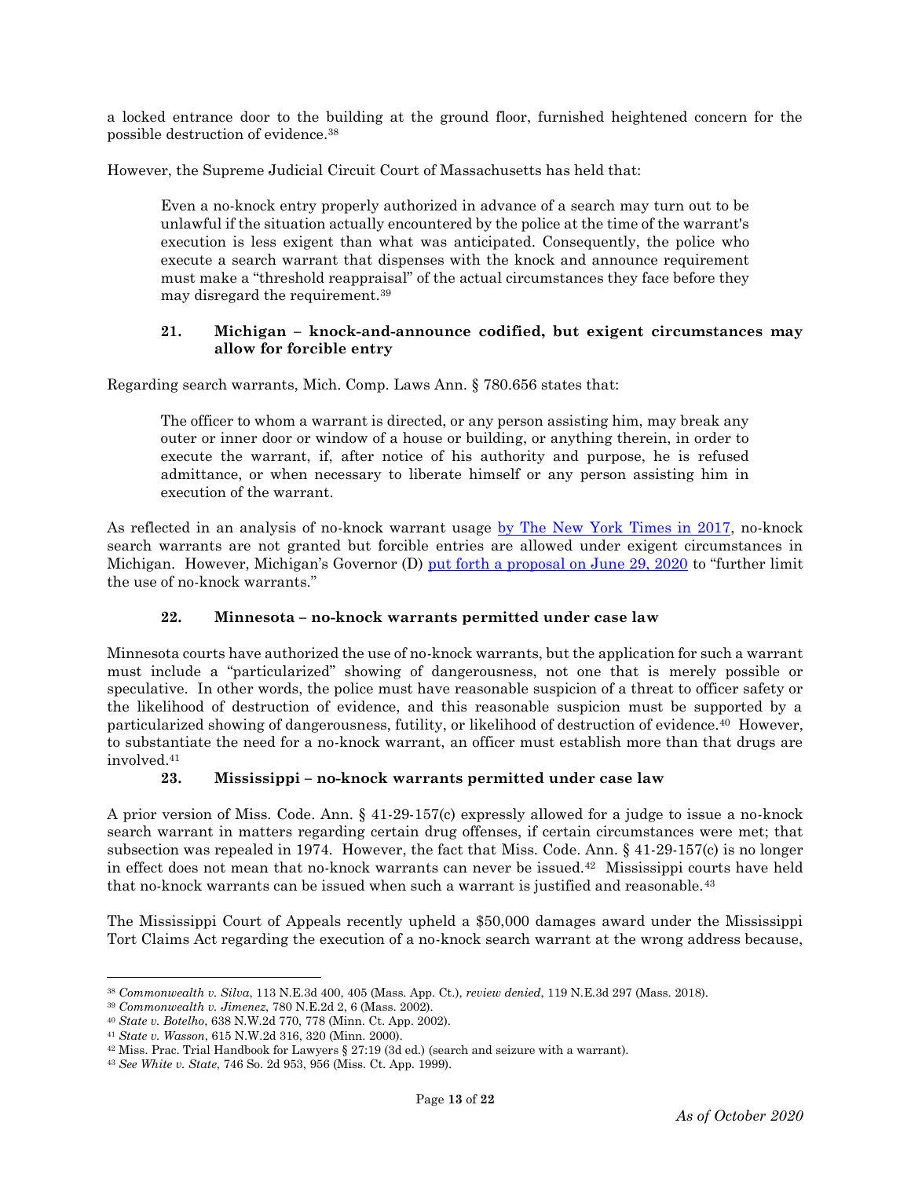a locked entrance door to the building at the ground floor, furnished heightened concern for the possible destruction of evidence.[38]

However, the Supreme Judicial Circuit Court of Massachusetts has held that:

> Even a no-knock entry properly authorized in advance of a search may turn out to be unlawful if the situation actually encountered by the police at the time of the warrant's execution is less exigent than what was anticipated. Consequently, the police who execute a search warrant that dispenses with the knock and announce requirement must make a "threshold reappraisal" of the actual circumstances they face before they may disregard the requirement.[39]

### 21. Michigan – knock-and-announce codified, but exigent circumstances may allow for forcible entry

Regarding search warrants, Mich. Comp. Laws Ann. § 780.656 states that:

> The officer to whom a warrant is directed, or any person assisting him, may break any outer or inner door or window of a house or building, or anything therein, in order to execute the warrant, if, after notice of his authority and purpose, he is refused admittance, or when necessary to liberate himself or any person assisting him in execution of the warrant.

As reflected in an analysis of no-knock warrant usage by The New York Times in 2017, no-knock search warrants are not granted but forcible entries are allowed under exigent circumstances in Michigan. However, Michigan's Governor (D) put forth a proposal on June 29, 2020 to "further limit the use of no-knock warrants."

### 22. Minnesota – no-knock warrants permitted under case law

Minnesota courts have authorized the use of no-knock warrants, but the application for such a warrant must include a "particularized" showing of dangerousness, not one that is merely possible or speculative. In other words, the police must have reasonable suspicion of a threat to officer safety or the likelihood of destruction of evidence, and this reasonable suspicion must be supported by a particularized showing of dangerousness, futility, or likelihood of destruction of evidence.[40] However, to substantiate the need for a no-knock warrant, an officer must establish more than that drugs are involved.[41]

### 23. Mississippi – no-knock warrants permitted under case law

A prior version of Miss. Code. Ann. § 41-29-157(c) expressly allowed for a judge to issue a no-knock search warrant in matters regarding certain drug offenses, if certain circumstances were met; that subsection was repealed in 1974. However, the fact that Miss. Code. Ann. § 41-29-157(c) is no longer in effect does not mean that no-knock warrants can never be issued.[42] Mississippi courts have held that no-knock warrants can be issued when such a warrant is justified and reasonable.[43]

The Mississippi Court of Appeals recently upheld a $50,000 damages award under the Mississippi Tort Claims Act regarding the execution of a no-knock search warrant at the wrong address because,

---

[38] *Commonwealth v. Silva*, 113 N.E.3d 400, 405 (Mass. App. Ct.), *review denied*, 119 N.E.3d 297 (Mass. 2018).

[39] *Commonwealth v. Jimenez*, 780 N.E.2d 2, 6 (Mass. 2002).

[40] *State v. Botelho*, 638 N.W.2d 770, 778 (Minn. Ct. App. 2002).

[41] *State v. Wasson*, 615 N.W.2d 316, 320 (Minn. 2000).

[42] Miss. Prac. Trial Handbook for Lawyers § 27:19 (3d ed.) (search and seizure with a warrant).

[43] *See White v. State*, 746 So. 2d 953, 956 (Miss. Ct. App. 1999).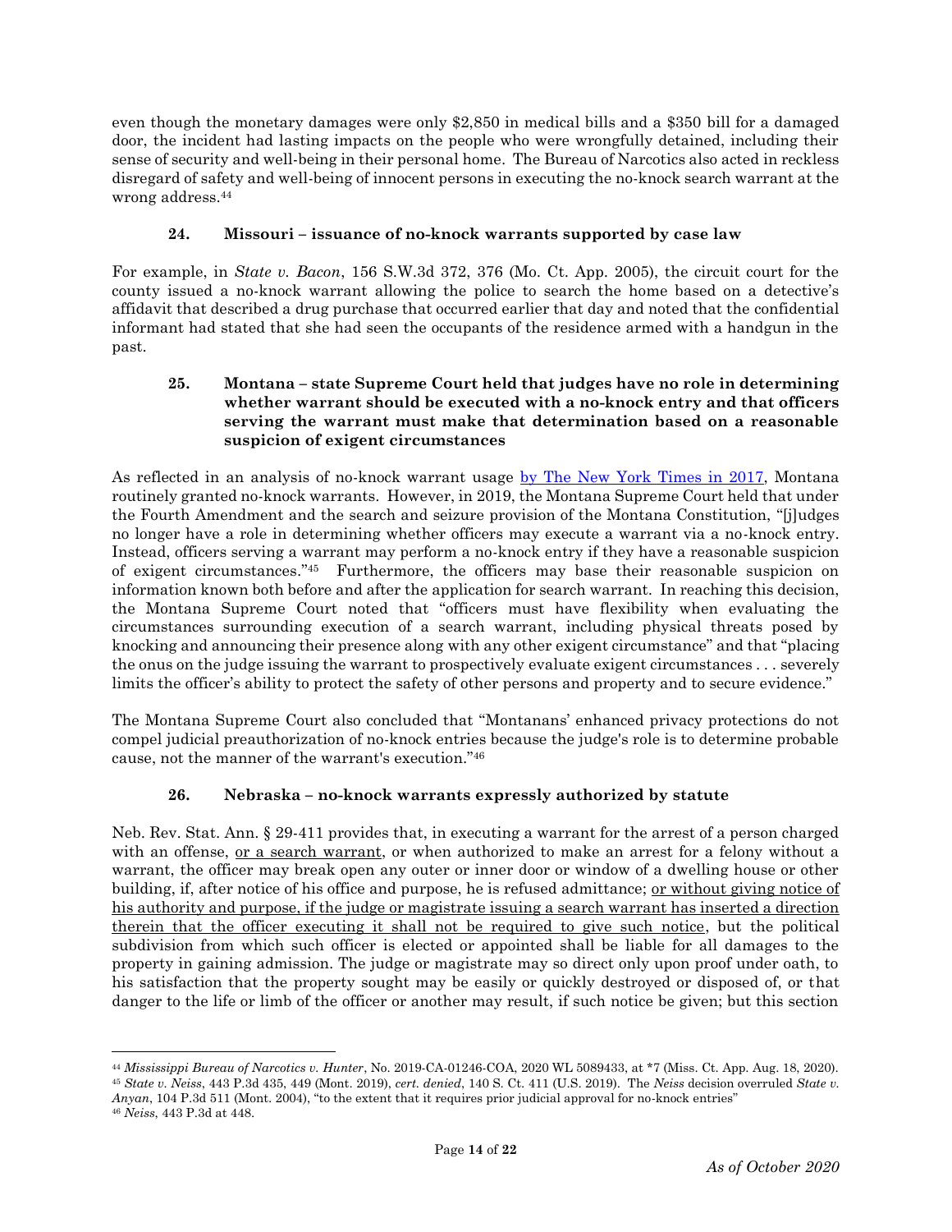even though the monetary damages were only $2,850 in medical bills and a $350 bill for a damaged door, the incident had lasting impacts on the people who were wrongfully detained, including their sense of security and well-being in their personal home. The Bureau of Narcotics also acted in reckless disregard of safety and well-being of innocent persons in executing the no-knock search warrant at the wrong address.[44]

### 24. Missouri – issuance of no-knock warrants supported by case law

For example, in *State v. Bacon*, 156 S.W.3d 372, 376 (Mo. Ct. App. 2005), the circuit court for the county issued a no-knock warrant allowing the police to search the home based on a detective's affidavit that described a drug purchase that occurred earlier that day and noted that the confidential informant had stated that she had seen the occupants of the residence armed with a handgun in the past.

### 25. Montana – state Supreme Court held that judges have no role in determining whether warrant should be executed with a no-knock entry and that officers serving the warrant must make that determination based on a reasonable suspicion of exigent circumstances

As reflected in an analysis of no-knock warrant usage [by The New York Times in 2017](), Montana routinely granted no-knock warrants. However, in 2019, the Montana Supreme Court held that under the Fourth Amendment and the search and seizure provision of the Montana Constitution, "[j]udges no longer have a role in determining whether officers may execute a warrant via a no-knock entry. Instead, officers serving a warrant may perform a no-knock entry if they have a reasonable suspicion of exigent circumstances."[45] Furthermore, the officers may base their reasonable suspicion on information known both before and after the application for search warrant. In reaching this decision, the Montana Supreme Court noted that "officers must have flexibility when evaluating the circumstances surrounding execution of a search warrant, including physical threats posed by knocking and announcing their presence along with any other exigent circumstance" and that "placing the onus on the judge issuing the warrant to prospectively evaluate exigent circumstances . . . severely limits the officer's ability to protect the safety of other persons and property and to secure evidence."

The Montana Supreme Court also concluded that "Montanans' enhanced privacy protections do not compel judicial preauthorization of no-knock entries because the judge's role is to determine probable cause, not the manner of the warrant's execution."[46]

### 26. Nebraska – no-knock warrants expressly authorized by statute

Neb. Rev. Stat. Ann. § 29-411 provides that, in executing a warrant for the arrest of a person charged with an offense, <u>or a search warrant</u>, or when authorized to make an arrest for a felony without a warrant, the officer may break open any outer or inner door or window of a dwelling house or other building, if, after notice of his office and purpose, he is refused admittance; <u>or without giving notice of his authority and purpose, if the judge or magistrate issuing a search warrant has inserted a direction therein that the officer executing it shall not be required to give such notice</u>, but the political subdivision from which such officer is elected or appointed shall be liable for all damages to the property in gaining admission. The judge or magistrate may so direct only upon proof under oath, to his satisfaction that the property sought may be easily or quickly destroyed or disposed of, or that danger to the life or limb of the officer or another may result, if such notice be given; but this section

---

[44] *Mississippi Bureau of Narcotics v. Hunter*, No. 2019-CA-01246-COA, 2020 WL 5089433, at *7 (Miss. Ct. App. Aug. 18, 2020).

[45] *State v. Neiss*, 443 P.3d 435, 449 (Mont. 2019), *cert. denied*, 140 S. Ct. 411 (U.S. 2019). The *Neiss* decision overruled *State v. Anyan*, 104 P.3d 511 (Mont. 2004), "to the extent that it requires prior judicial approval for no-knock entries"

[46] *Neiss*, 443 P.3d at 448.

*As of October 2020*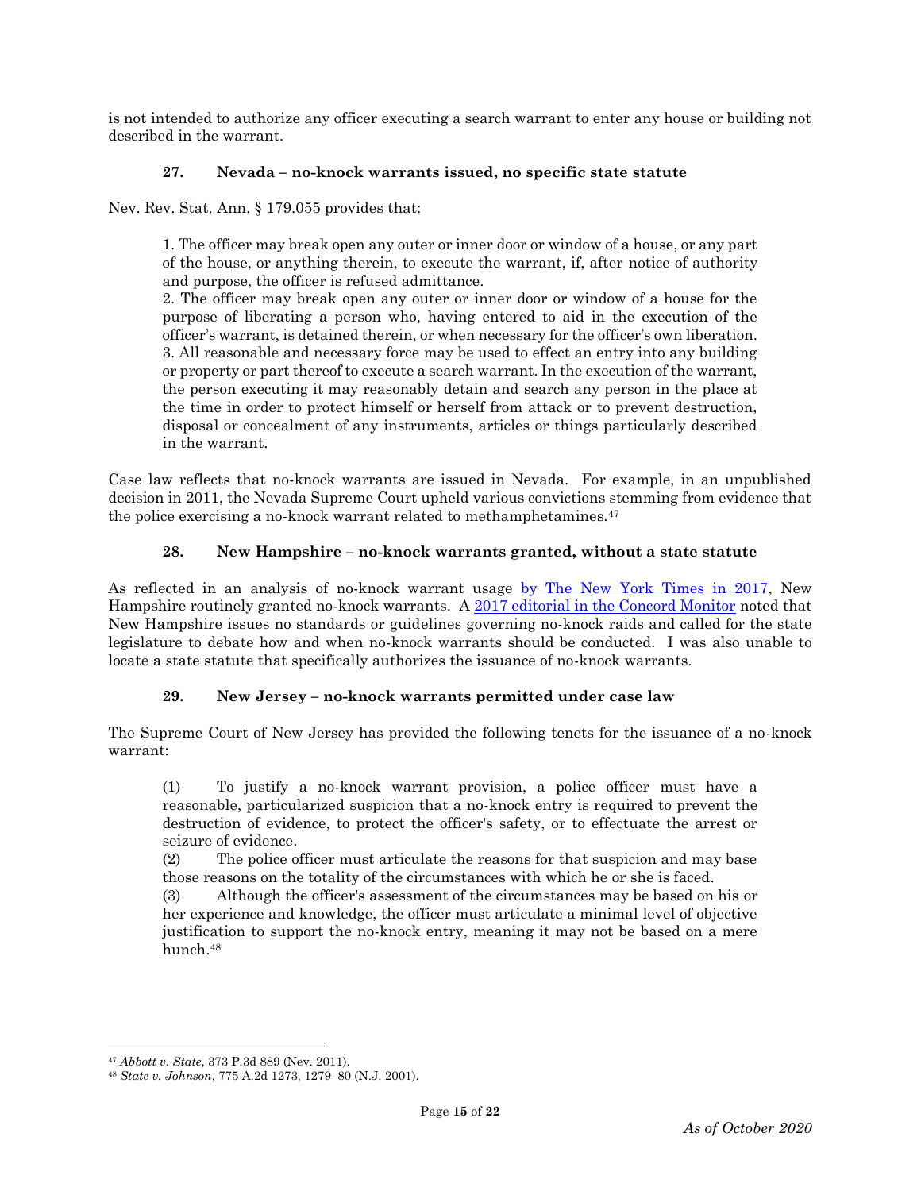is not intended to authorize any officer executing a search warrant to enter any house or building not described in the warrant.

### 27. Nevada – no-knock warrants issued, no specific state statute

Nev. Rev. Stat. Ann. § 179.055 provides that:

> 1. The officer may break open any outer or inner door or window of a house, or any part of the house, or anything therein, to execute the warrant, if, after notice of authority and purpose, the officer is refused admittance.
> 2. The officer may break open any outer or inner door or window of a house for the purpose of liberating a person who, having entered to aid in the execution of the officer's warrant, is detained therein, or when necessary for the officer's own liberation.
> 3. All reasonable and necessary force may be used to effect an entry into any building or property or part thereof to execute a search warrant. In the execution of the warrant, the person executing it may reasonably detain and search any person in the place at the time in order to protect himself or herself from attack or to prevent destruction, disposal or concealment of any instruments, articles or things particularly described in the warrant.

Case law reflects that no-knock warrants are issued in Nevada. For example, in an unpublished decision in 2011, the Nevada Supreme Court upheld various convictions stemming from evidence that the police exercising a no-knock warrant related to methamphetamines.[47]

### 28. New Hampshire – no-knock warrants granted, without a state statute

As reflected in an analysis of no-knock warrant usage by The New York Times in 2017, New Hampshire routinely granted no-knock warrants. A 2017 editorial in the Concord Monitor noted that New Hampshire issues no standards or guidelines governing no-knock raids and called for the state legislature to debate how and when no-knock warrants should be conducted. I was also unable to locate a state statute that specifically authorizes the issuance of no-knock warrants.

### 29. New Jersey – no-knock warrants permitted under case law

The Supreme Court of New Jersey has provided the following tenets for the issuance of a no-knock warrant:

> (1) To justify a no-knock warrant provision, a police officer must have a reasonable, particularized suspicion that a no-knock entry is required to prevent the destruction of evidence, to protect the officer's safety, or to effectuate the arrest or seizure of evidence.
> (2) The police officer must articulate the reasons for that suspicion and may base those reasons on the totality of the circumstances with which he or she is faced.
> (3) Although the officer's assessment of the circumstances may be based on his or her experience and knowledge, the officer must articulate a minimal level of objective justification to support the no-knock entry, meaning it may not be based on a mere hunch.[48]

---

[47] *Abbott v. State*, 373 P.3d 889 (Nev. 2011).

[48] *State v. Johnson*, 775 A.2d 1273, 1279–80 (N.J. 2001).

*As of October 2020*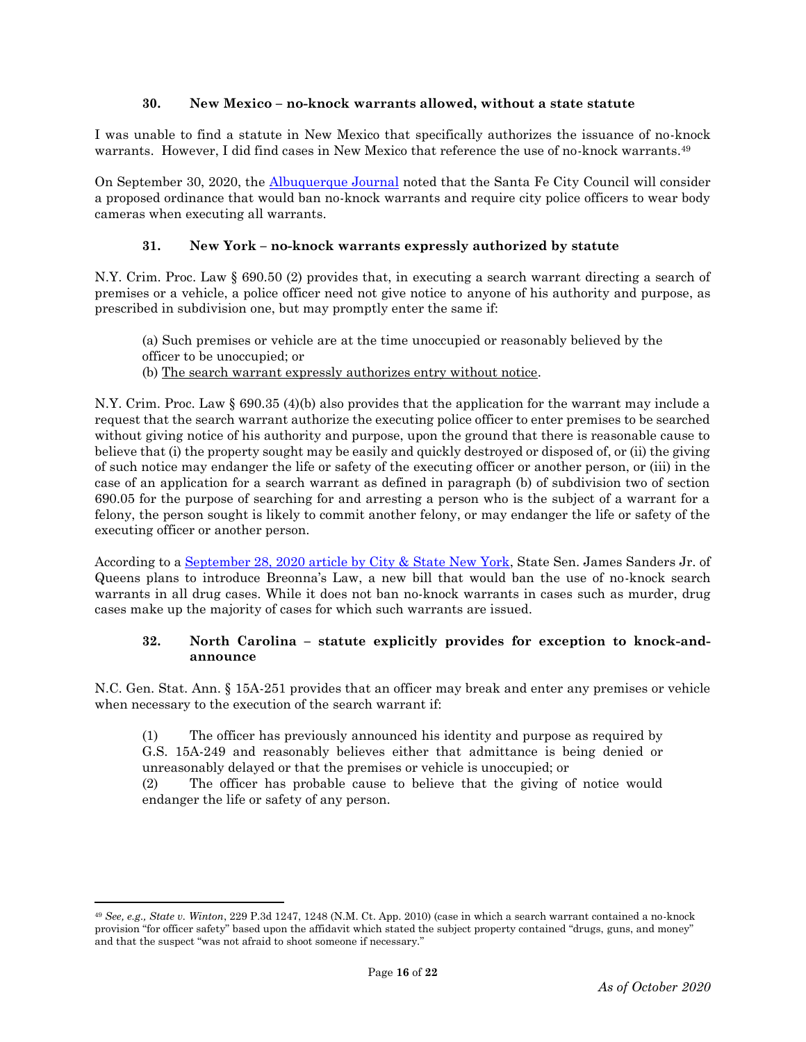### 30. New Mexico – no-knock warrants allowed, without a state statute

I was unable to find a statute in New Mexico that specifically authorizes the issuance of no-knock warrants. However, I did find cases in New Mexico that reference the use of no-knock warrants.[49]

On September 30, 2020, the Albuquerque Journal noted that the Santa Fe City Council will consider a proposed ordinance that would ban no-knock warrants and require city police officers to wear body cameras when executing all warrants.

### 31. New York – no-knock warrants expressly authorized by statute

N.Y. Crim. Proc. Law § 690.50 (2) provides that, in executing a search warrant directing a search of premises or a vehicle, a police officer need not give notice to anyone of his authority and purpose, as prescribed in subdivision one, but may promptly enter the same if:

> (a) Such premises or vehicle are at the time unoccupied or reasonably believed by the officer to be unoccupied; or
> (b) The search warrant expressly authorizes entry without notice.

N.Y. Crim. Proc. Law § 690.35 (4)(b) also provides that the application for the warrant may include a request that the search warrant authorize the executing police officer to enter premises to be searched without giving notice of his authority and purpose, upon the ground that there is reasonable cause to believe that (i) the property sought may be easily and quickly destroyed or disposed of, or (ii) the giving of such notice may endanger the life or safety of the executing officer or another person, or (iii) in the case of an application for a search warrant as defined in paragraph (b) of subdivision two of section 690.05 for the purpose of searching for and arresting a person who is the subject of a warrant for a felony, the person sought is likely to commit another felony, or may endanger the life or safety of the executing officer or another person.

According to a September 28, 2020 article by City & State New York, State Sen. James Sanders Jr. of Queens plans to introduce Breonna's Law, a new bill that would ban the use of no-knock search warrants in all drug cases. While it does not ban no-knock warrants in cases such as murder, drug cases make up the majority of cases for which such warrants are issued.

### 32. North Carolina – statute explicitly provides for exception to knock-and-announce

N.C. Gen. Stat. Ann. § 15A-251 provides that an officer may break and enter any premises or vehicle when necessary to the execution of the search warrant if:

> (1) The officer has previously announced his identity and purpose as required by G.S. 15A-249 and reasonably believes either that admittance is being denied or unreasonably delayed or that the premises or vehicle is unoccupied; or
> (2) The officer has probable cause to believe that the giving of notice would endanger the life or safety of any person.

---

[49] *See, e.g., State v. Winton*, 229 P.3d 1247, 1248 (N.M. Ct. App. 2010) (case in which a search warrant contained a no-knock provision "for officer safety" based upon the affidavit which stated the subject property contained "drugs, guns, and money" and that the suspect "was not afraid to shoot someone if necessary."

*As of October 2020*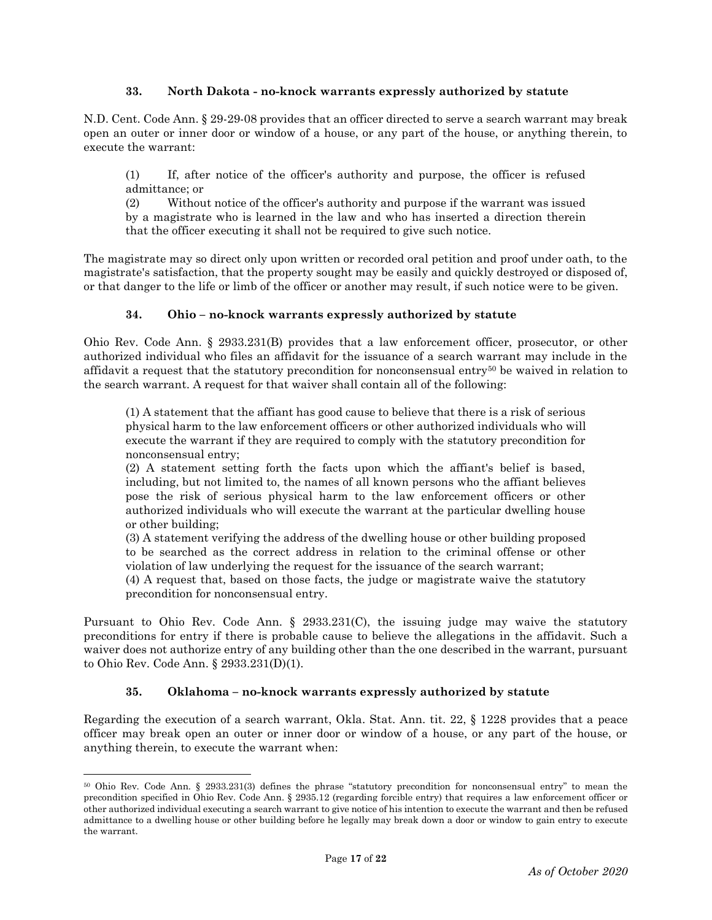### 33. North Dakota - no-knock warrants expressly authorized by statute

N.D. Cent. Code Ann. § 29-29-08 provides that an officer directed to serve a search warrant may break open an outer or inner door or window of a house, or any part of the house, or anything therein, to execute the warrant:

> (1) If, after notice of the officer's authority and purpose, the officer is refused admittance; or
>
> (2) Without notice of the officer's authority and purpose if the warrant was issued by a magistrate who is learned in the law and who has inserted a direction therein that the officer executing it shall not be required to give such notice.

The magistrate may so direct only upon written or recorded oral petition and proof under oath, to the magistrate's satisfaction, that the property sought may be easily and quickly destroyed or disposed of, or that danger to the life or limb of the officer or another may result, if such notice were to be given.

### 34. Ohio – no-knock warrants expressly authorized by statute

Ohio Rev. Code Ann. § 2933.231(B) provides that a law enforcement officer, prosecutor, or other authorized individual who files an affidavit for the issuance of a search warrant may include in the affidavit a request that the statutory precondition for nonconsensual entry[50] be waived in relation to the search warrant. A request for that waiver shall contain all of the following:

> (1) A statement that the affiant has good cause to believe that there is a risk of serious physical harm to the law enforcement officers or other authorized individuals who will execute the warrant if they are required to comply with the statutory precondition for nonconsensual entry;
>
> (2) A statement setting forth the facts upon which the affiant's belief is based, including, but not limited to, the names of all known persons who the affiant believes pose the risk of serious physical harm to the law enforcement officers or other authorized individuals who will execute the warrant at the particular dwelling house or other building;
>
> (3) A statement verifying the address of the dwelling house or other building proposed to be searched as the correct address in relation to the criminal offense or other violation of law underlying the request for the issuance of the search warrant;
>
> (4) A request that, based on those facts, the judge or magistrate waive the statutory precondition for nonconsensual entry.

Pursuant to Ohio Rev. Code Ann. § 2933.231(C), the issuing judge may waive the statutory preconditions for entry if there is probable cause to believe the allegations in the affidavit. Such a waiver does not authorize entry of any building other than the one described in the warrant, pursuant to Ohio Rev. Code Ann. § 2933.231(D)(1).

### 35. Oklahoma – no-knock warrants expressly authorized by statute

Regarding the execution of a search warrant, Okla. Stat. Ann. tit. 22, § 1228 provides that a peace officer may break open an outer or inner door or window of a house, or any part of the house, or anything therein, to execute the warrant when:

---

[50] Ohio Rev. Code Ann. § 2933.231(3) defines the phrase "statutory precondition for nonconsensual entry" to mean the precondition specified in Ohio Rev. Code Ann. § 2935.12 (regarding forcible entry) that requires a law enforcement officer or other authorized individual executing a search warrant to give notice of his intention to execute the warrant and then be refused admittance to a dwelling house or other building before he legally may break down a door or window to gain entry to execute the warrant.

*As of October 2020*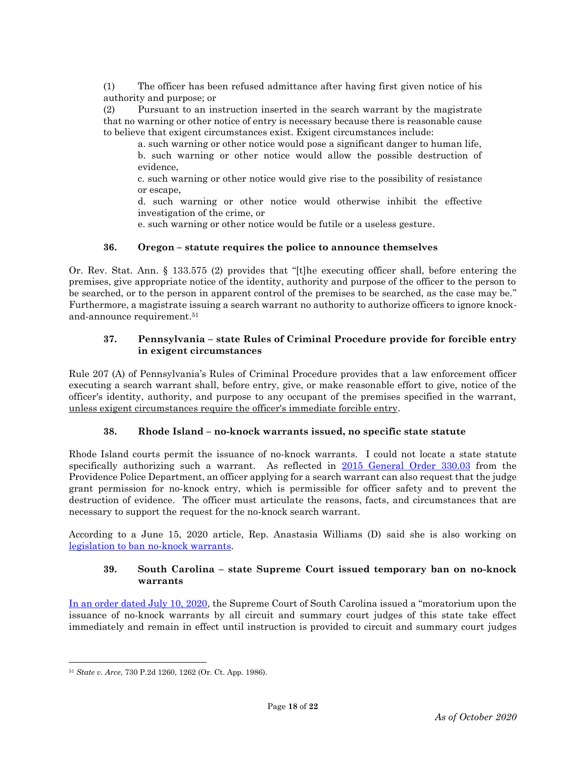(1) The officer has been refused admittance after having first given notice of his authority and purpose; or

(2) Pursuant to an instruction inserted in the search warrant by the magistrate that no warning or other notice of entry is necessary because there is reasonable cause to believe that exigent circumstances exist. Exigent circumstances include:

> a. such warning or other notice would pose a significant danger to human life,
>
> b. such warning or other notice would allow the possible destruction of evidence,
>
> c. such warning or other notice would give rise to the possibility of resistance or escape,
>
> d. such warning or other notice would otherwise inhibit the effective investigation of the crime, or
>
> e. such warning or other notice would be futile or a useless gesture.

### 36. Oregon – statute requires the police to announce themselves

Or. Rev. Stat. Ann. § 133.575 (2) provides that "[t]he executing officer shall, before entering the premises, give appropriate notice of the identity, authority and purpose of the officer to the person to be searched, or to the person in apparent control of the premises to be searched, as the case may be." Furthermore, a magistrate issuing a search warrant no authority to authorize officers to ignore knock-and-announce requirement.[51]

### 37. Pennsylvania – state Rules of Criminal Procedure provide for forcible entry in exigent circumstances

Rule 207 (A) of Pennsylvania's Rules of Criminal Procedure provides that a law enforcement officer executing a search warrant shall, before entry, give, or make reasonable effort to give, notice of the officer's identity, authority, and purpose to any occupant of the premises specified in the warrant, <u>unless exigent circumstances require the officer's immediate forcible entry</u>.

### 38. Rhode Island – no-knock warrants issued, no specific state statute

Rhode Island courts permit the issuance of no-knock warrants. I could not locate a state statute specifically authorizing such a warrant. As reflected in [2015 General Order 330.03]() from the Providence Police Department, an officer applying for a search warrant can also request that the judge grant permission for no-knock entry, which is permissible for officer safety and to prevent the destruction of evidence. The officer must articulate the reasons, facts, and circumstances that are necessary to support the request for the no-knock search warrant.

According to a June 15, 2020 article, Rep. Anastasia Williams (D) said she is also working on [legislation to ban no-knock warrants]().

### 39. South Carolina – state Supreme Court issued temporary ban on no-knock warrants

[In an order dated July 10, 2020](), the Supreme Court of South Carolina issued a "moratorium upon the issuance of no-knock warrants by all circuit and summary court judges of this state take effect immediately and remain in effect until instruction is provided to circuit and summary court judges

---

[51] *State v. Arce*, 730 P.2d 1260, 1262 (Or. Ct. App. 1986).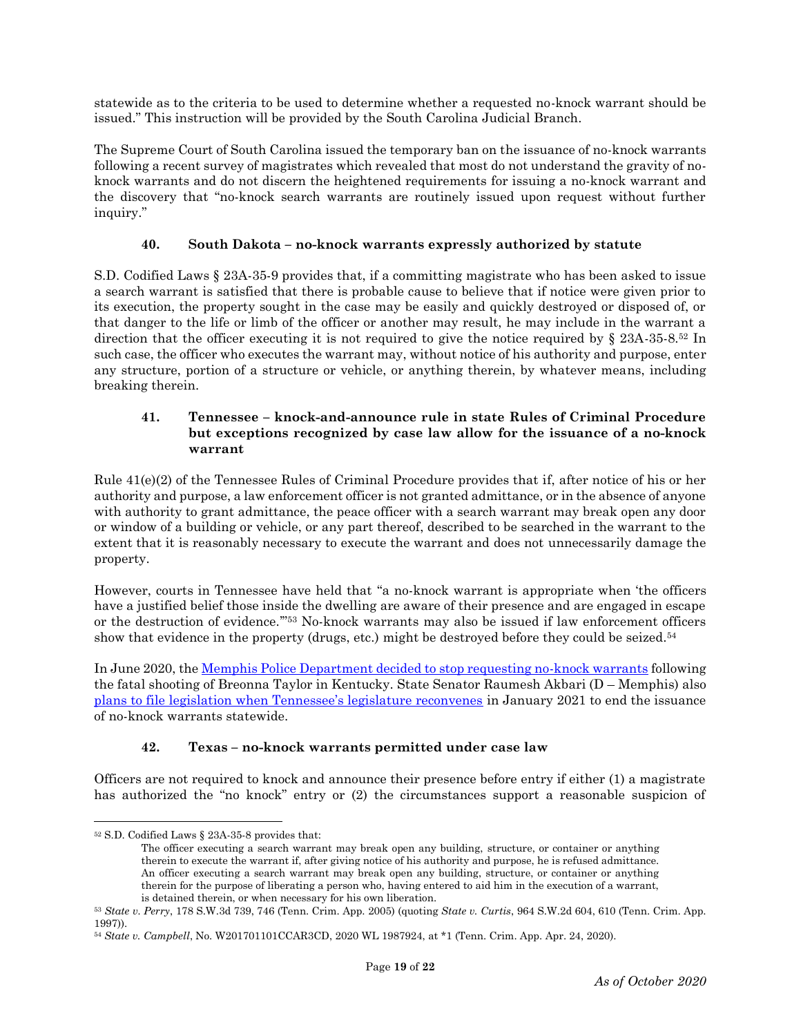statewide as to the criteria to be used to determine whether a requested no-knock warrant should be issued." This instruction will be provided by the South Carolina Judicial Branch.

The Supreme Court of South Carolina issued the temporary ban on the issuance of no-knock warrants following a recent survey of magistrates which revealed that most do not understand the gravity of no-knock warrants and do not discern the heightened requirements for issuing a no-knock warrant and the discovery that "no-knock search warrants are routinely issued upon request without further inquiry."

### 40. South Dakota – no-knock warrants expressly authorized by statute

S.D. Codified Laws § 23A-35-9 provides that, if a committing magistrate who has been asked to issue a search warrant is satisfied that there is probable cause to believe that if notice were given prior to its execution, the property sought in the case may be easily and quickly destroyed or disposed of, or that danger to the life or limb of the officer or another may result, he may include in the warrant a direction that the officer executing it is not required to give the notice required by § 23A-35-8.[52] In such case, the officer who executes the warrant may, without notice of his authority and purpose, enter any structure, portion of a structure or vehicle, or anything therein, by whatever means, including breaking therein.

### 41. Tennessee – knock-and-announce rule in state Rules of Criminal Procedure but exceptions recognized by case law allow for the issuance of a no-knock warrant

Rule 41(e)(2) of the Tennessee Rules of Criminal Procedure provides that if, after notice of his or her authority and purpose, a law enforcement officer is not granted admittance, or in the absence of anyone with authority to grant admittance, the peace officer with a search warrant may break open any door or window of a building or vehicle, or any part thereof, described to be searched in the warrant to the extent that it is reasonably necessary to execute the warrant and does not unnecessarily damage the property.

However, courts in Tennessee have held that "a no-knock warrant is appropriate when 'the officers have a justified belief those inside the dwelling are aware of their presence and are engaged in escape or the destruction of evidence.'"[53] No-knock warrants may also be issued if law enforcement officers show that evidence in the property (drugs, etc.) might be destroyed before they could be seized.[54]

In June 2020, the Memphis Police Department decided to stop requesting no-knock warrants following the fatal shooting of Breonna Taylor in Kentucky. State Senator Raumesh Akbari (D – Memphis) also plans to file legislation when Tennessee's legislature reconvenes in January 2021 to end the issuance of no-knock warrants statewide.

### 42. Texas – no-knock warrants permitted under case law

Officers are not required to knock and announce their presence before entry if either (1) a magistrate has authorized the "no knock" entry or (2) the circumstances support a reasonable suspicion of

---

[52] S.D. Codified Laws § 23A-35-8 provides that:

> The officer executing a search warrant may break open any building, structure, or container or anything therein to execute the warrant if, after giving notice of his authority and purpose, he is refused admittance. An officer executing a search warrant may break open any building, structure, or container or anything therein for the purpose of liberating a person who, having entered to aid him in the execution of a warrant, is detained therein, or when necessary for his own liberation.

[53] *State v. Perry*, 178 S.W.3d 739, 746 (Tenn. Crim. App. 2005) (quoting *State v. Curtis*, 964 S.W.2d 604, 610 (Tenn. Crim. App. 1997)).

[54] *State v. Campbell*, No. W201701101CCAR3CD, 2020 WL 1987924, at *1 (Tenn. Crim. App. Apr. 24, 2020).

*As of October 2020*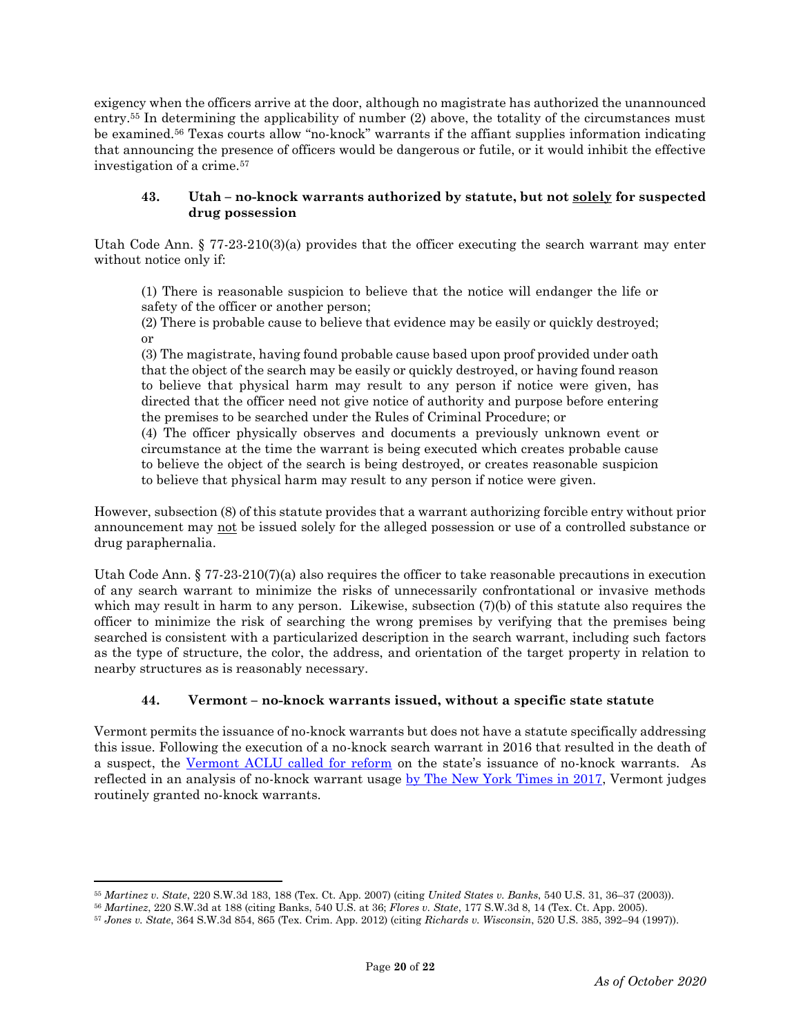exigency when the officers arrive at the door, although no magistrate has authorized the unannounced entry.[55] In determining the applicability of number (2) above, the totality of the circumstances must be examined.[56] Texas courts allow "no-knock" warrants if the affiant supplies information indicating that announcing the presence of officers would be dangerous or futile, or it would inhibit the effective investigation of a crime.[57]

### 43. Utah – no-knock warrants authorized by statute, but not <u>solely</u> for suspected drug possession

Utah Code Ann. § 77-23-210(3)(a) provides that the officer executing the search warrant may enter without notice only if:

> (1) There is reasonable suspicion to believe that the notice will endanger the life or safety of the officer or another person;
> (2) There is probable cause to believe that evidence may be easily or quickly destroyed; or
> (3) The magistrate, having found probable cause based upon proof provided under oath that the object of the search may be easily or quickly destroyed, or having found reason to believe that physical harm may result to any person if notice were given, has directed that the officer need not give notice of authority and purpose before entering the premises to be searched under the Rules of Criminal Procedure; or
> (4) The officer physically observes and documents a previously unknown event or circumstance at the time the warrant is being executed which creates probable cause to believe the object of the search is being destroyed, or creates reasonable suspicion to believe that physical harm may result to any person if notice were given.

However, subsection (8) of this statute provides that a warrant authorizing forcible entry without prior announcement may <u>not</u> be issued solely for the alleged possession or use of a controlled substance or drug paraphernalia.

Utah Code Ann. § 77-23-210(7)(a) also requires the officer to take reasonable precautions in execution of any search warrant to minimize the risks of unnecessarily confrontational or invasive methods which may result in harm to any person. Likewise, subsection (7)(b) of this statute also requires the officer to minimize the risk of searching the wrong premises by verifying that the premises being searched is consistent with a particularized description in the search warrant, including such factors as the type of structure, the color, the address, and orientation of the target property in relation to nearby structures as is reasonably necessary.

### 44. Vermont – no-knock warrants issued, without a specific state statute

Vermont permits the issuance of no-knock warrants but does not have a statute specifically addressing this issue. Following the execution of a no-knock search warrant in 2016 that resulted in the death of a suspect, the Vermont ACLU called for reform on the state's issuance of no-knock warrants. As reflected in an analysis of no-knock warrant usage by The New York Times in 2017, Vermont judges routinely granted no-knock warrants.

---

[55] *Martinez v. State*, 220 S.W.3d 183, 188 (Tex. Ct. App. 2007) (citing *United States v. Banks*, 540 U.S. 31, 36–37 (2003)).

[56] *Martinez*, 220 S.W.3d at 188 (citing Banks, 540 U.S. at 36; *Flores v. State*, 177 S.W.3d 8, 14 (Tex. Ct. App. 2005).

[57] *Jones v. State*, 364 S.W.3d 854, 865 (Tex. Crim. App. 2012) (citing *Richards v. Wisconsin*, 520 U.S. 385, 392–94 (1997)).

*As of October 2020*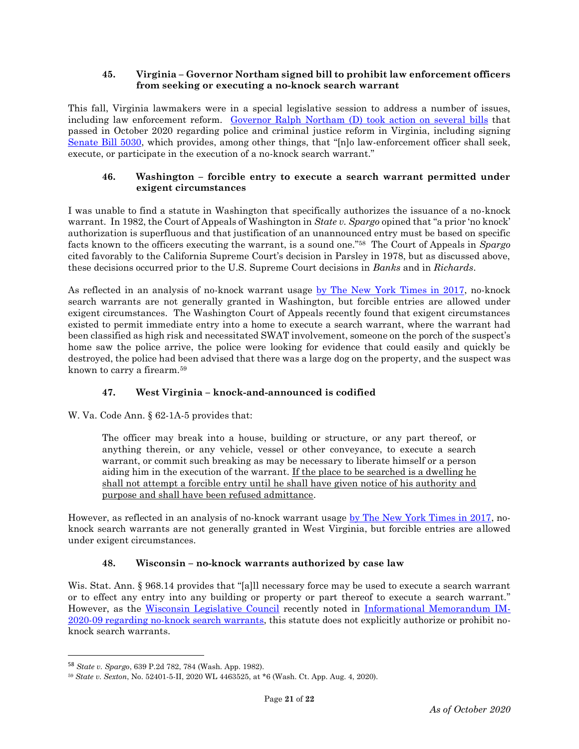### 45. Virginia – Governor Northam signed bill to prohibit law enforcement officers from seeking or executing a no-knock search warrant

This fall, Virginia lawmakers were in a special legislative session to address a number of issues, including law enforcement reform. Governor Ralph Northam (D) took action on several bills that passed in October 2020 regarding police and criminal justice reform in Virginia, including signing Senate Bill 5030, which provides, among other things, that "[n]o law-enforcement officer shall seek, execute, or participate in the execution of a no-knock search warrant."

### 46. Washington – forcible entry to execute a search warrant permitted under exigent circumstances

I was unable to find a statute in Washington that specifically authorizes the issuance of a no-knock warrant. In 1982, the Court of Appeals of Washington in *State v. Spargo* opined that "a prior 'no knock' authorization is superfluous and that justification of an unannounced entry must be based on specific facts known to the officers executing the warrant, is a sound one."[58] The Court of Appeals in *Spargo* cited favorably to the California Supreme Court's decision in Parsley in 1978, but as discussed above, these decisions occurred prior to the U.S. Supreme Court decisions in *Banks* and in *Richards*.

As reflected in an analysis of no-knock warrant usage by The New York Times in 2017, no-knock search warrants are not generally granted in Washington, but forcible entries are allowed under exigent circumstances. The Washington Court of Appeals recently found that exigent circumstances existed to permit immediate entry into a home to execute a search warrant, where the warrant had been classified as high risk and necessitated SWAT involvement, someone on the porch of the suspect's home saw the police arrive, the police were looking for evidence that could easily and quickly be destroyed, the police had been advised that there was a large dog on the property, and the suspect was known to carry a firearm.[59]

### 47. West Virginia – knock-and-announced is codified

W. Va. Code Ann. § 62-1A-5 provides that:

> The officer may break into a house, building or structure, or any part thereof, or anything therein, or any vehicle, vessel or other conveyance, to execute a search warrant, or commit such breaking as may be necessary to liberate himself or a person aiding him in the execution of the warrant. <u>If the place to be searched is a dwelling he shall not attempt a forcible entry until he shall have given notice of his authority and purpose and shall have been refused admittance</u>.

However, as reflected in an analysis of no-knock warrant usage by The New York Times in 2017, no-knock search warrants are not generally granted in West Virginia, but forcible entries are allowed under exigent circumstances.

### 48. Wisconsin – no-knock warrants authorized by case law

Wis. Stat. Ann. § 968.14 provides that "[a]ll necessary force may be used to execute a search warrant or to effect any entry into any building or property or part thereof to execute a search warrant." However, as the Wisconsin Legislative Council recently noted in Informational Memorandum IM-2020-09 regarding no-knock search warrants, this statute does not explicitly authorize or prohibit no-knock search warrants.

---

[58] *State v. Spargo*, 639 P.2d 782, 784 (Wash. App. 1982).

[59] *State v. Sexton*, No. 52401-5-II, 2020 WL 4463525, at *6 (Wash. Ct. App. Aug. 4, 2020).

*As of October 2020*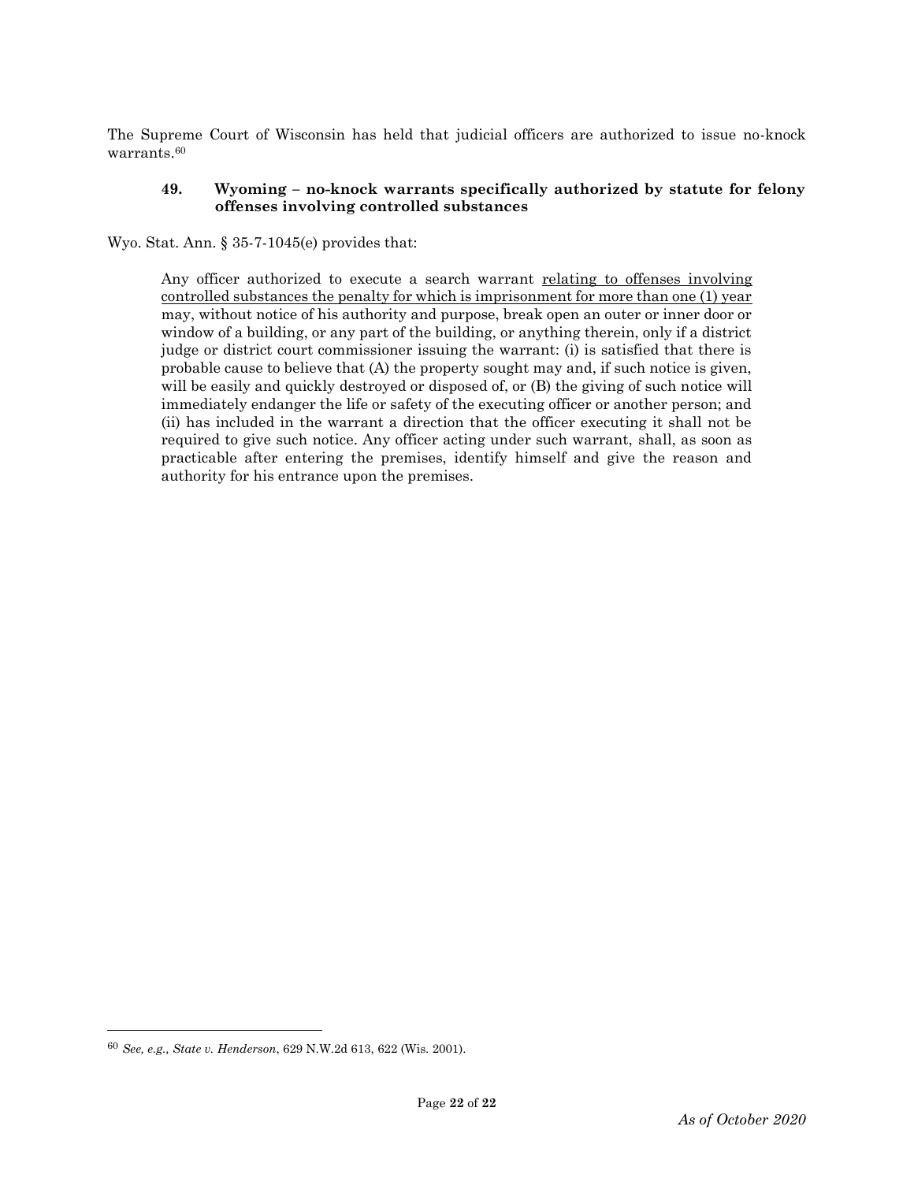The Supreme Court of Wisconsin has held that judicial officers are authorized to issue no-knock warrants.[60]

#### 49. Wyoming – no-knock warrants specifically authorized by statute for felony offenses involving controlled substances

Wyo. Stat. Ann. § 35-7-1045(e) provides that:

> Any officer authorized to execute a search warrant <u>relating to offenses involving controlled substances the penalty for which is imprisonment for more than one (1) year</u> may, without notice of his authority and purpose, break open an outer or inner door or window of a building, or any part of the building, or anything therein, only if a district judge or district court commissioner issuing the warrant: (i) is satisfied that there is probable cause to believe that (A) the property sought may and, if such notice is given, will be easily and quickly destroyed or disposed of, or (B) the giving of such notice will immediately endanger the life or safety of the executing officer or another person; and (ii) has included in the warrant a direction that the officer executing it shall not be required to give such notice. Any officer acting under such warrant, shall, as soon as practicable after entering the premises, identify himself and give the reason and authority for his entrance upon the premises.

---

[60] *See, e.g., State v. Henderson*, 629 N.W.2d 613, 622 (Wis. 2001).

*As of October 2020*